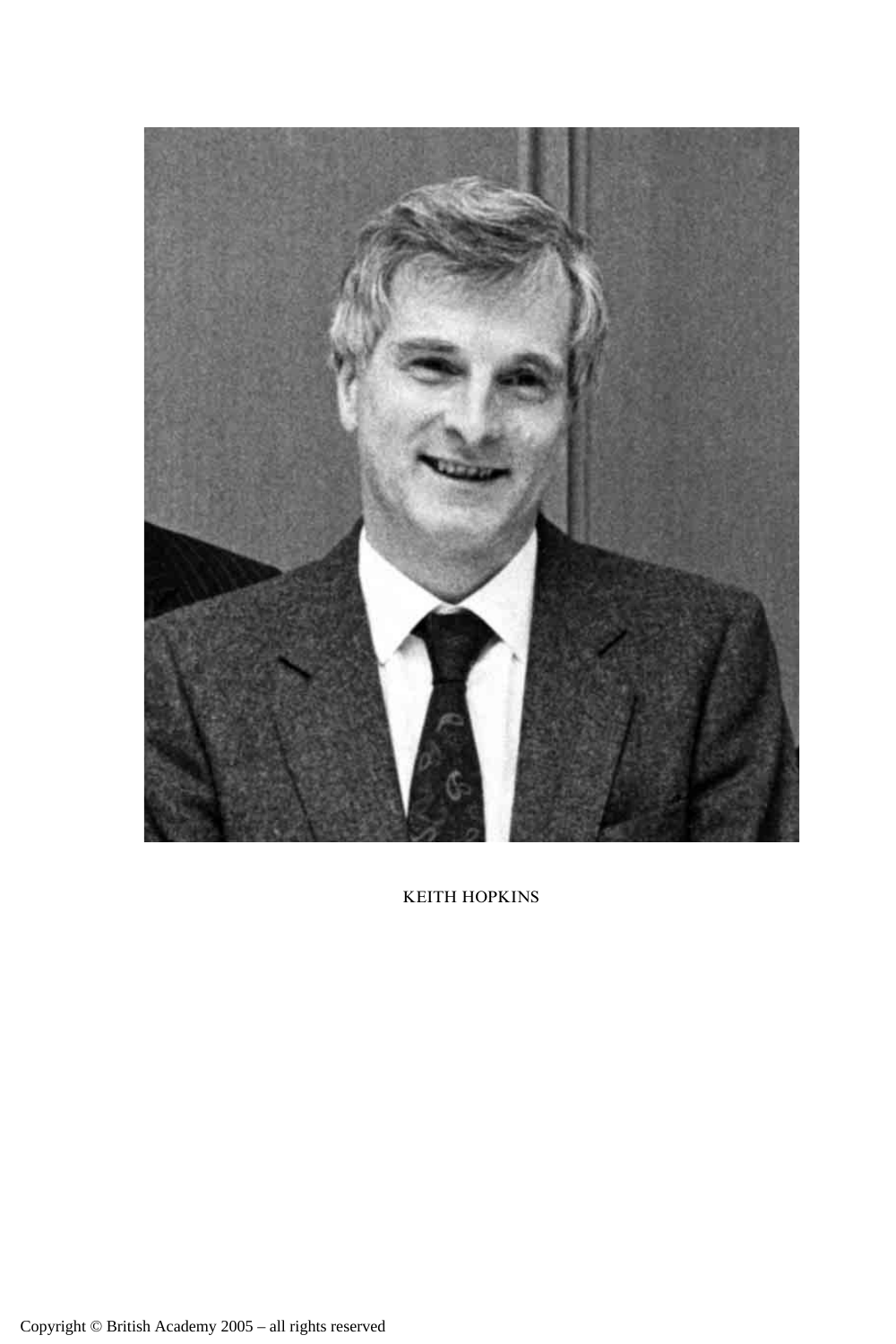KEITH HOPKINS

Copyright © British Academy 2005 – all rights reserved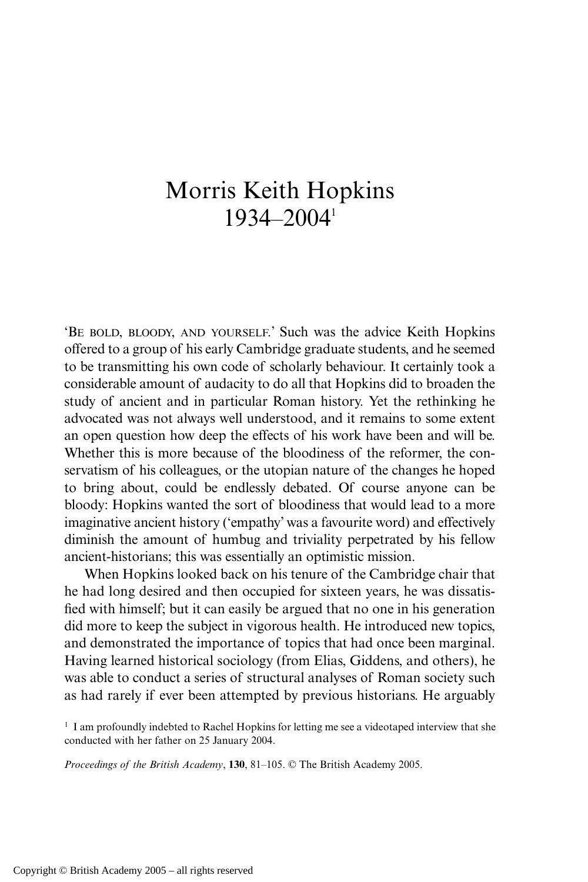# Morris Keith Hopkins
# 1934–2004[1]

'BE BOLD, BLOODY, AND YOURSELF.' Such was the advice Keith Hopkins offered to a group of his early Cambridge graduate students, and he seemed to be transmitting his own code of scholarly behaviour. It certainly took a considerable amount of audacity to do all that Hopkins did to broaden the study of ancient and in particular Roman history. Yet the rethinking he advocated was not always well understood, and it remains to some extent an open question how deep the effects of his work have been and will be. Whether this is more because of the bloodiness of the reformer, the conservatism of his colleagues, or the utopian nature of the changes he hoped to bring about, could be endlessly debated. Of course anyone can be bloody: Hopkins wanted the sort of bloodiness that would lead to a more imaginative ancient history ('empathy' was a favourite word) and effectively diminish the amount of humbug and triviality perpetrated by his fellow ancient-historians; this was essentially an optimistic mission.

When Hopkins looked back on his tenure of the Cambridge chair that he had long desired and then occupied for sixteen years, he was dissatisfied with himself; but it can easily be argued that no one in his generation did more to keep the subject in vigorous health. He introduced new topics, and demonstrated the importance of topics that had once been marginal. Having learned historical sociology (from Elias, Giddens, and others), he was able to conduct a series of structural analyses of Roman society such as had rarely if ever been attempted by previous historians. He arguably

[1] I am profoundly indebted to Rachel Hopkins for letting me see a videotaped interview that she conducted with her father on 25 January 2004.

*Proceedings of the British Academy*, **130**, 81–105. © The British Academy 2005.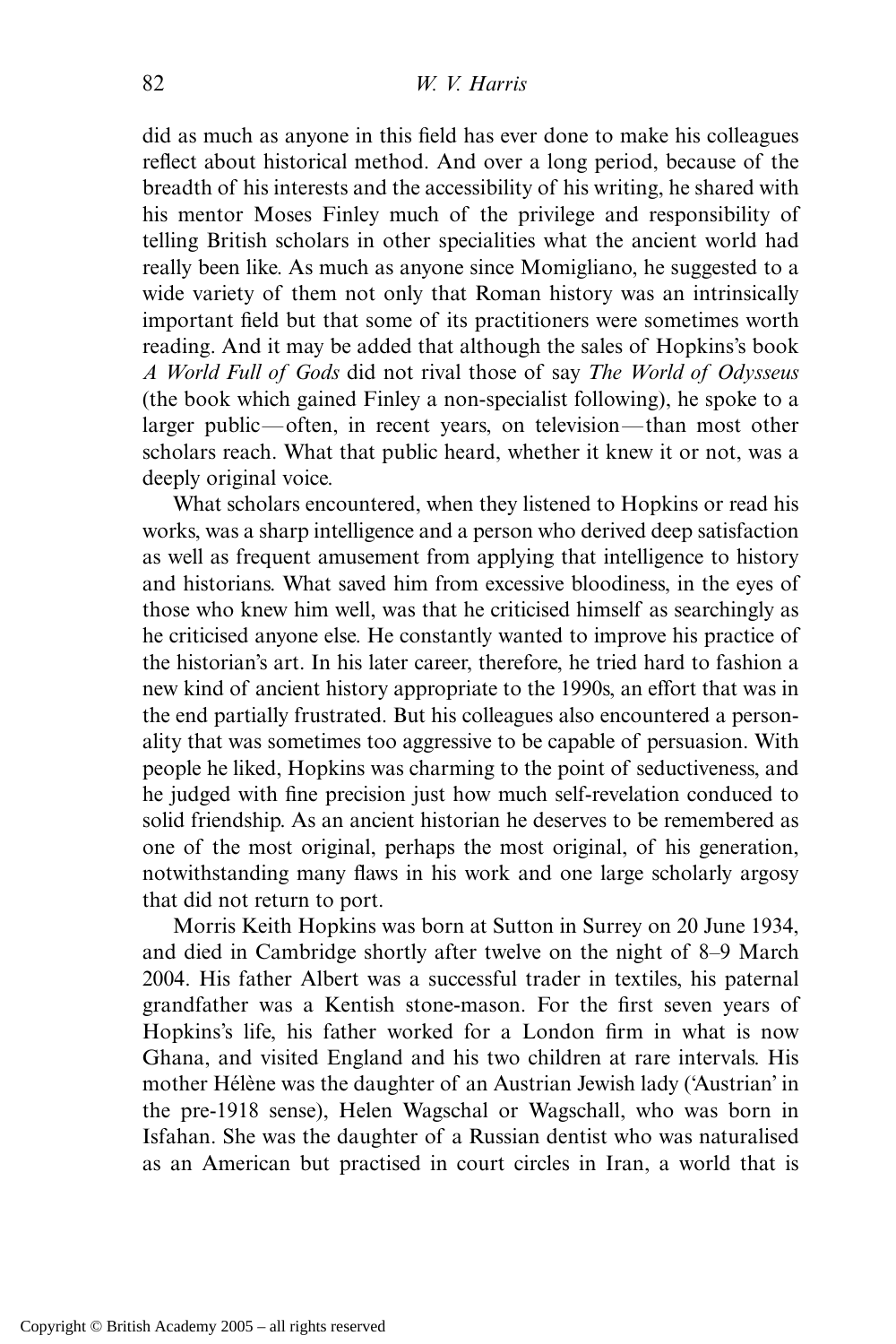did as much as anyone in this field has ever done to make his colleagues reflect about historical method. And over a long period, because of the breadth of his interests and the accessibility of his writing, he shared with his mentor Moses Finley much of the privilege and responsibility of telling British scholars in other specialities what the ancient world had really been like. As much as anyone since Momigliano, he suggested to a wide variety of them not only that Roman history was an intrinsically important field but that some of its practitioners were sometimes worth reading. And it may be added that although the sales of Hopkins's book *A World Full of Gods* did not rival those of say *The World of Odysseus* (the book which gained Finley a non-specialist following), he spoke to a larger public—often, in recent years, on television—than most other scholars reach. What that public heard, whether it knew it or not, was a deeply original voice.

What scholars encountered, when they listened to Hopkins or read his works, was a sharp intelligence and a person who derived deep satisfaction as well as frequent amusement from applying that intelligence to history and historians. What saved him from excessive bloodiness, in the eyes of those who knew him well, was that he criticised himself as searchingly as he criticised anyone else. He constantly wanted to improve his practice of the historian's art. In his later career, therefore, he tried hard to fashion a new kind of ancient history appropriate to the 1990s, an effort that was in the end partially frustrated. But his colleagues also encountered a personality that was sometimes too aggressive to be capable of persuasion. With people he liked, Hopkins was charming to the point of seductiveness, and he judged with fine precision just how much self-revelation conduced to solid friendship. As an ancient historian he deserves to be remembered as one of the most original, perhaps the most original, of his generation, notwithstanding many flaws in his work and one large scholarly argosy that did not return to port.

Morris Keith Hopkins was born at Sutton in Surrey on 20 June 1934, and died in Cambridge shortly after twelve on the night of 8–9 March 2004. His father Albert was a successful trader in textiles, his paternal grandfather was a Kentish stone-mason. For the first seven years of Hopkins's life, his father worked for a London firm in what is now Ghana, and visited England and his two children at rare intervals. His mother Hélène was the daughter of an Austrian Jewish lady ('Austrian' in the pre-1918 sense), Helen Wagschal or Wagschall, who was born in Isfahan. She was the daughter of a Russian dentist who was naturalised as an American but practised in court circles in Iran, a world that is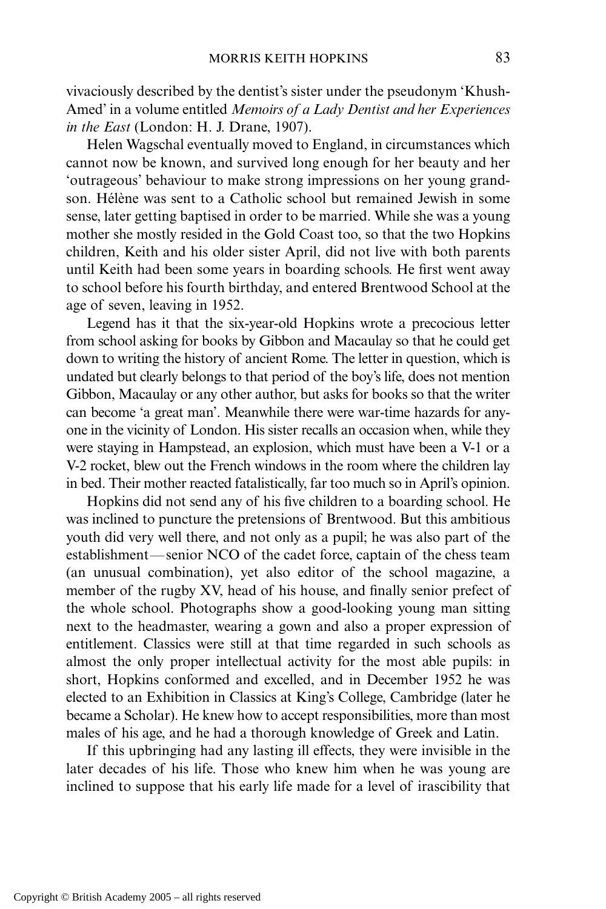vivaciously described by the dentist's sister under the pseudonym 'Khush-Amed' in a volume entitled *Memoirs of a Lady Dentist and her Experiences in the East* (London: H. J. Drane, 1907).

Helen Wagschal eventually moved to England, in circumstances which cannot now be known, and survived long enough for her beauty and her 'outrageous' behaviour to make strong impressions on her young grandson. Hélène was sent to a Catholic school but remained Jewish in some sense, later getting baptised in order to be married. While she was a young mother she mostly resided in the Gold Coast too, so that the two Hopkins children, Keith and his older sister April, did not live with both parents until Keith had been some years in boarding schools. He first went away to school before his fourth birthday, and entered Brentwood School at the age of seven, leaving in 1952.

Legend has it that the six-year-old Hopkins wrote a precocious letter from school asking for books by Gibbon and Macaulay so that he could get down to writing the history of ancient Rome. The letter in question, which is undated but clearly belongs to that period of the boy's life, does not mention Gibbon, Macaulay or any other author, but asks for books so that the writer can become 'a great man'. Meanwhile there were war-time hazards for anyone in the vicinity of London. His sister recalls an occasion when, while they were staying in Hampstead, an explosion, which must have been a V-1 or a V-2 rocket, blew out the French windows in the room where the children lay in bed. Their mother reacted fatalistically, far too much so in April's opinion.

Hopkins did not send any of his five children to a boarding school. He was inclined to puncture the pretensions of Brentwood. But this ambitious youth did very well there, and not only as a pupil; he was also part of the establishment—senior NCO of the cadet force, captain of the chess team (an unusual combination), yet also editor of the school magazine, a member of the rugby XV, head of his house, and finally senior prefect of the whole school. Photographs show a good-looking young man sitting next to the headmaster, wearing a gown and also a proper expression of entitlement. Classics were still at that time regarded in such schools as almost the only proper intellectual activity for the most able pupils: in short, Hopkins conformed and excelled, and in December 1952 he was elected to an Exhibition in Classics at King's College, Cambridge (later he became a Scholar). He knew how to accept responsibilities, more than most males of his age, and he had a thorough knowledge of Greek and Latin.

If this upbringing had any lasting ill effects, they were invisible in the later decades of his life. Those who knew him when he was young are inclined to suppose that his early life made for a level of irascibility that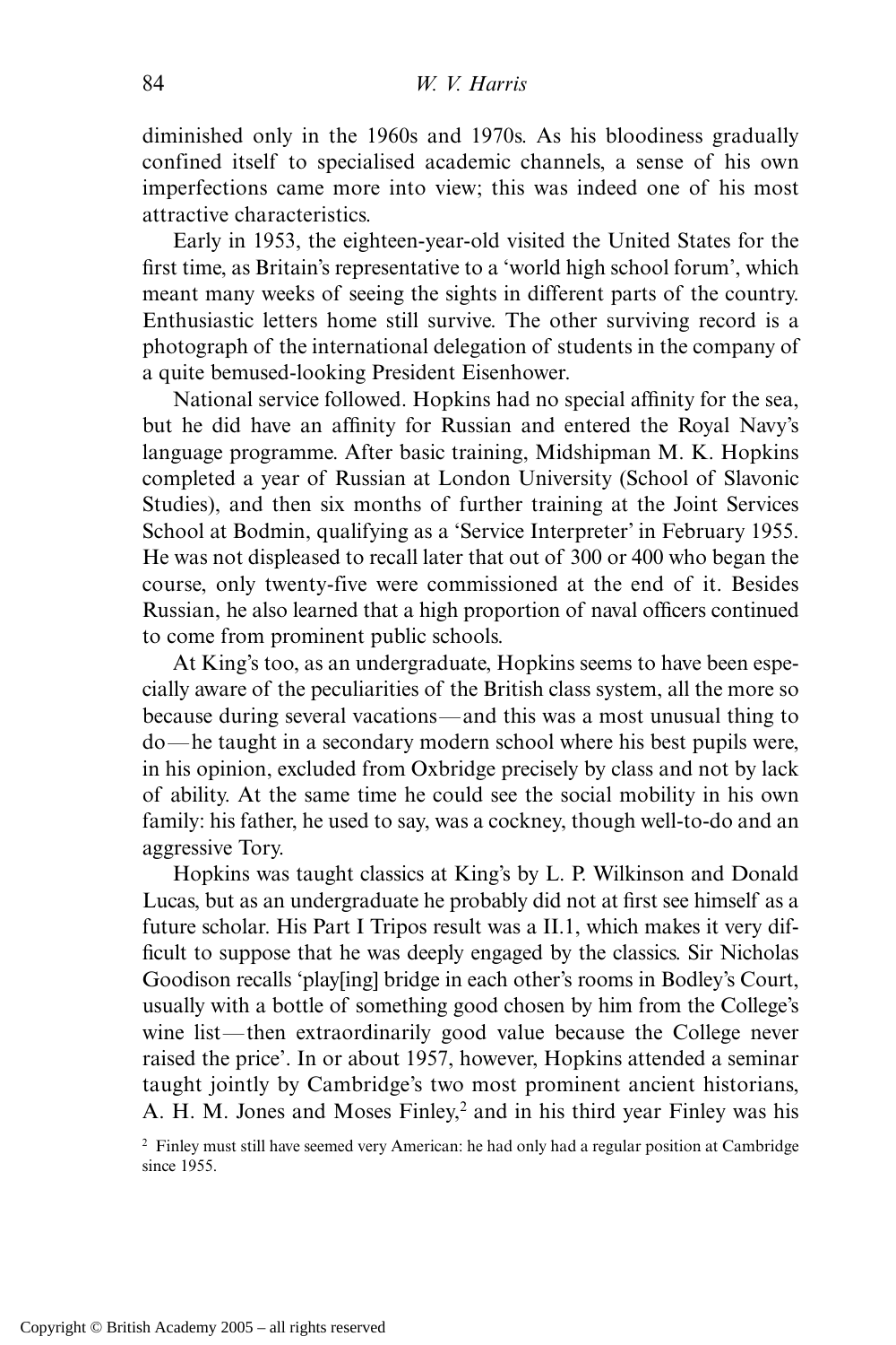diminished only in the 1960s and 1970s. As his bloodiness gradually confined itself to specialised academic channels, a sense of his own imperfections came more into view; this was indeed one of his most attractive characteristics.

Early in 1953, the eighteen-year-old visited the United States for the first time, as Britain's representative to a 'world high school forum', which meant many weeks of seeing the sights in different parts of the country. Enthusiastic letters home still survive. The other surviving record is a photograph of the international delegation of students in the company of a quite bemused-looking President Eisenhower.

National service followed. Hopkins had no special affinity for the sea, but he did have an affinity for Russian and entered the Royal Navy's language programme. After basic training, Midshipman M. K. Hopkins completed a year of Russian at London University (School of Slavonic Studies), and then six months of further training at the Joint Services School at Bodmin, qualifying as a 'Service Interpreter' in February 1955. He was not displeased to recall later that out of 300 or 400 who began the course, only twenty-five were commissioned at the end of it. Besides Russian, he also learned that a high proportion of naval officers continued to come from prominent public schools.

At King's too, as an undergraduate, Hopkins seems to have been especially aware of the peculiarities of the British class system, all the more so because during several vacations—and this was a most unusual thing to do—he taught in a secondary modern school where his best pupils were, in his opinion, excluded from Oxbridge precisely by class and not by lack of ability. At the same time he could see the social mobility in his own family: his father, he used to say, was a cockney, though well-to-do and an aggressive Tory.

Hopkins was taught classics at King's by L. P. Wilkinson and Donald Lucas, but as an undergraduate he probably did not at first see himself as a future scholar. His Part I Tripos result was a II.1, which makes it very difficult to suppose that he was deeply engaged by the classics. Sir Nicholas Goodison recalls 'play[ing] bridge in each other's rooms in Bodley's Court, usually with a bottle of something good chosen by him from the College's wine list—then extraordinarily good value because the College never raised the price'. In or about 1957, however, Hopkins attended a seminar taught jointly by Cambridge's two most prominent ancient historians, A. H. M. Jones and Moses Finley,[2] and in his third year Finley was his

[2] Finley must still have seemed very American: he had only had a regular position at Cambridge since 1955.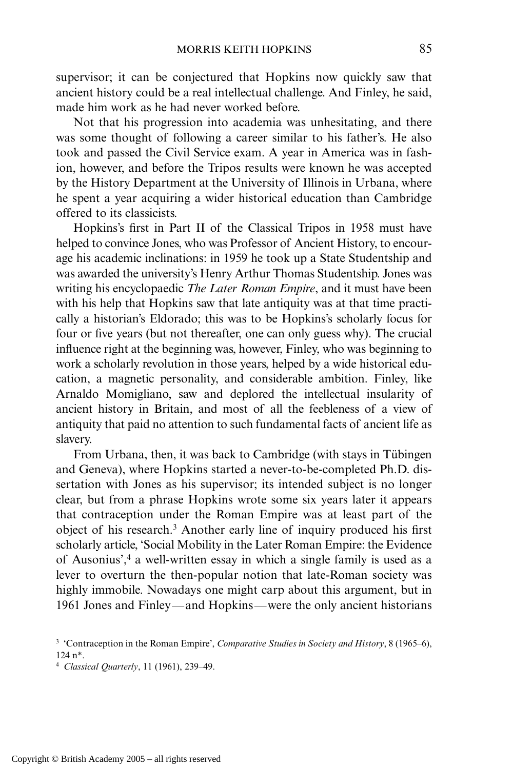supervisor; it can be conjectured that Hopkins now quickly saw that ancient history could be a real intellectual challenge. And Finley, he said, made him work as he had never worked before.

Not that his progression into academia was unhesitating, and there was some thought of following a career similar to his father's. He also took and passed the Civil Service exam. A year in America was in fashion, however, and before the Tripos results were known he was accepted by the History Department at the University of Illinois in Urbana, where he spent a year acquiring a wider historical education than Cambridge offered to its classicists.

Hopkins's first in Part II of the Classical Tripos in 1958 must have helped to convince Jones, who was Professor of Ancient History, to encourage his academic inclinations: in 1959 he took up a State Studentship and was awarded the university's Henry Arthur Thomas Studentship. Jones was writing his encyclopaedic *The Later Roman Empire*, and it must have been with his help that Hopkins saw that late antiquity was at that time practically a historian's Eldorado; this was to be Hopkins's scholarly focus for four or five years (but not thereafter, one can only guess why). The crucial influence right at the beginning was, however, Finley, who was beginning to work a scholarly revolution in those years, helped by a wide historical education, a magnetic personality, and considerable ambition. Finley, like Arnaldo Momigliano, saw and deplored the intellectual insularity of ancient history in Britain, and most of all the feebleness of a view of antiquity that paid no attention to such fundamental facts of ancient life as slavery.

From Urbana, then, it was back to Cambridge (with stays in Tübingen and Geneva), where Hopkins started a never-to-be-completed Ph.D. dissertation with Jones as his supervisor; its intended subject is no longer clear, but from a phrase Hopkins wrote some six years later it appears that contraception under the Roman Empire was at least part of the object of his research.[3] Another early line of inquiry produced his first scholarly article, 'Social Mobility in the Later Roman Empire: the Evidence of Ausonius',[4] a well-written essay in which a single family is used as a lever to overturn the then-popular notion that late-Roman society was highly immobile. Nowadays one might carp about this argument, but in 1961 Jones and Finley—and Hopkins—were the only ancient historians

[3] 'Contraception in the Roman Empire', *Comparative Studies in Society and History*, 8 (1965–6), 124 n*.

[4] *Classical Quarterly*, 11 (1961), 239–49.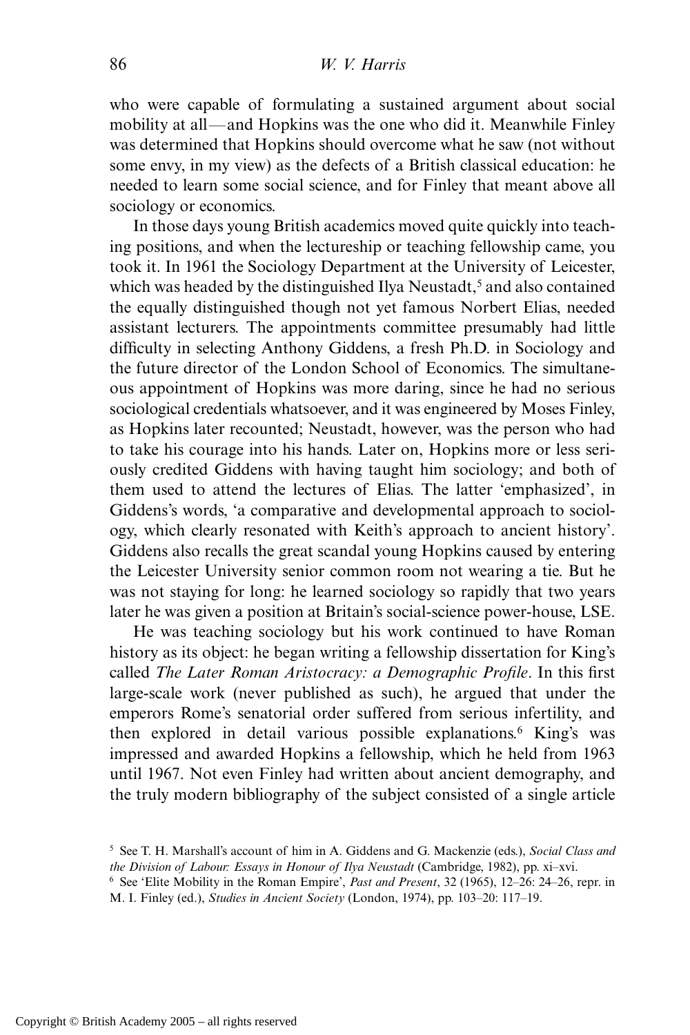who were capable of formulating a sustained argument about social mobility at all—and Hopkins was the one who did it. Meanwhile Finley was determined that Hopkins should overcome what he saw (not without some envy, in my view) as the defects of a British classical education: he needed to learn some social science, and for Finley that meant above all sociology or economics.

In those days young British academics moved quite quickly into teaching positions, and when the lectureship or teaching fellowship came, you took it. In 1961 the Sociology Department at the University of Leicester, which was headed by the distinguished Ilya Neustadt,[5] and also contained the equally distinguished though not yet famous Norbert Elias, needed assistant lecturers. The appointments committee presumably had little difficulty in selecting Anthony Giddens, a fresh Ph.D. in Sociology and the future director of the London School of Economics. The simultaneous appointment of Hopkins was more daring, since he had no serious sociological credentials whatsoever, and it was engineered by Moses Finley, as Hopkins later recounted; Neustadt, however, was the person who had to take his courage into his hands. Later on, Hopkins more or less seriously credited Giddens with having taught him sociology; and both of them used to attend the lectures of Elias. The latter 'emphasized', in Giddens's words, 'a comparative and developmental approach to sociology, which clearly resonated with Keith's approach to ancient history'. Giddens also recalls the great scandal young Hopkins caused by entering the Leicester University senior common room not wearing a tie. But he was not staying for long: he learned sociology so rapidly that two years later he was given a position at Britain's social-science power-house, LSE.

He was teaching sociology but his work continued to have Roman history as its object: he began writing a fellowship dissertation for King's called *The Later Roman Aristocracy: a Demographic Profile*. In this first large-scale work (never published as such), he argued that under the emperors Rome's senatorial order suffered from serious infertility, and then explored in detail various possible explanations.[6] King's was impressed and awarded Hopkins a fellowship, which he held from 1963 until 1967. Not even Finley had written about ancient demography, and the truly modern bibliography of the subject consisted of a single article

[5] See T. H. Marshall's account of him in A. Giddens and G. Mackenzie (eds.), *Social Class and the Division of Labour: Essays in Honour of Ilya Neustadt* (Cambridge, 1982), pp. xi–xvi.

[6] See 'Elite Mobility in the Roman Empire', *Past and Present*, 32 (1965), 12–26: 24–26, repr. in M. I. Finley (ed.), *Studies in Ancient Society* (London, 1974), pp. 103–20: 117–19.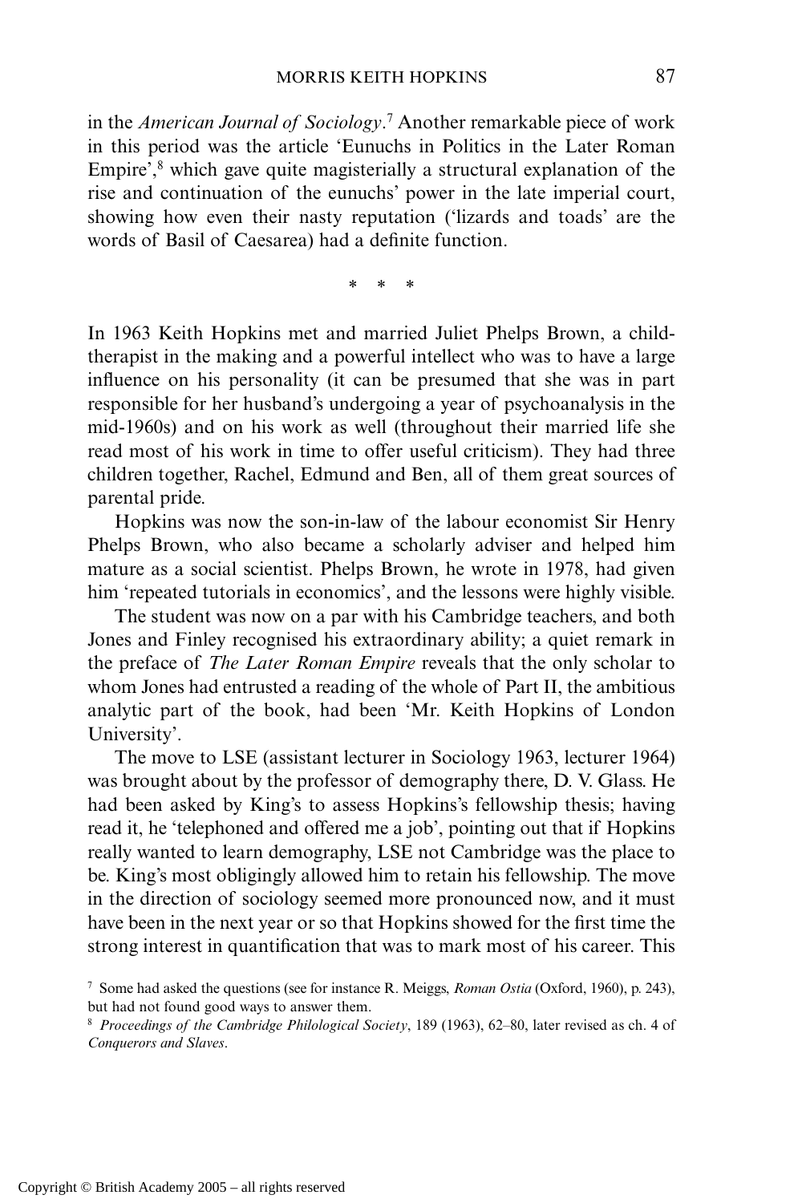in the *American Journal of Sociology*.[7] Another remarkable piece of work in this period was the article 'Eunuchs in Politics in the Later Roman Empire',[8] which gave quite magisterially a structural explanation of the rise and continuation of the eunuchs' power in the late imperial court, showing how even their nasty reputation ('lizards and toads' are the words of Basil of Caesarea) had a definite function.

\* \* \*

In 1963 Keith Hopkins met and married Juliet Phelps Brown, a child-therapist in the making and a powerful intellect who was to have a large influence on his personality (it can be presumed that she was in part responsible for her husband's undergoing a year of psychoanalysis in the mid-1960s) and on his work as well (throughout their married life she read most of his work in time to offer useful criticism). They had three children together, Rachel, Edmund and Ben, all of them great sources of parental pride.

Hopkins was now the son-in-law of the labour economist Sir Henry Phelps Brown, who also became a scholarly adviser and helped him mature as a social scientist. Phelps Brown, he wrote in 1978, had given him 'repeated tutorials in economics', and the lessons were highly visible.

The student was now on a par with his Cambridge teachers, and both Jones and Finley recognised his extraordinary ability; a quiet remark in the preface of *The Later Roman Empire* reveals that the only scholar to whom Jones had entrusted a reading of the whole of Part II, the ambitious analytic part of the book, had been 'Mr. Keith Hopkins of London University'.

The move to LSE (assistant lecturer in Sociology 1963, lecturer 1964) was brought about by the professor of demography there, D. V. Glass. He had been asked by King's to assess Hopkins's fellowship thesis; having read it, he 'telephoned and offered me a job', pointing out that if Hopkins really wanted to learn demography, LSE not Cambridge was the place to be. King's most obligingly allowed him to retain his fellowship. The move in the direction of sociology seemed more pronounced now, and it must have been in the next year or so that Hopkins showed for the first time the strong interest in quantification that was to mark most of his career. This

[7] Some had asked the questions (see for instance R. Meiggs, *Roman Ostia* (Oxford, 1960), p. 243), but had not found good ways to answer them.

[8] *Proceedings of the Cambridge Philological Society*, 189 (1963), 62–80, later revised as ch. 4 of *Conquerors and Slaves*.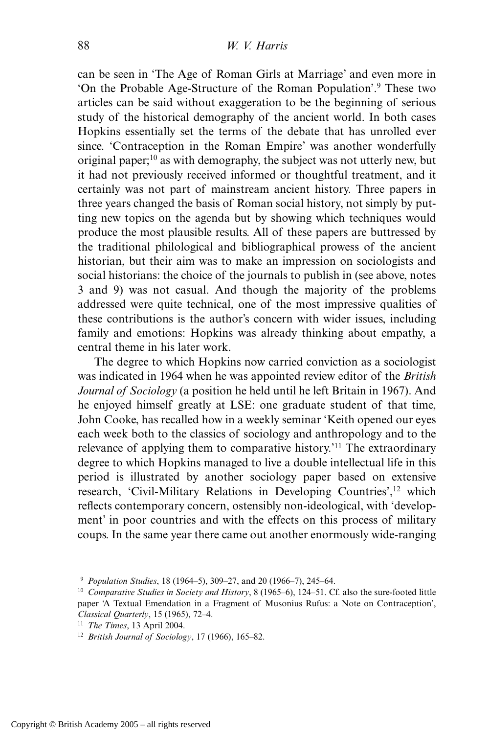can be seen in 'The Age of Roman Girls at Marriage' and even more in 'On the Probable Age-Structure of the Roman Population'.[9] These two articles can be said without exaggeration to be the beginning of serious study of the historical demography of the ancient world. In both cases Hopkins essentially set the terms of the debate that has unrolled ever since. 'Contraception in the Roman Empire' was another wonderfully original paper;[10] as with demography, the subject was not utterly new, but it had not previously received informed or thoughtful treatment, and it certainly was not part of mainstream ancient history. Three papers in three years changed the basis of Roman social history, not simply by putting new topics on the agenda but by showing which techniques would produce the most plausible results. All of these papers are buttressed by the traditional philological and bibliographical prowess of the ancient historian, but their aim was to make an impression on sociologists and social historians: the choice of the journals to publish in (see above, notes 3 and 9) was not casual. And though the majority of the problems addressed were quite technical, one of the most impressive qualities of these contributions is the author's concern with wider issues, including family and emotions: Hopkins was already thinking about empathy, a central theme in his later work.

The degree to which Hopkins now carried conviction as a sociologist was indicated in 1964 when he was appointed review editor of the *British Journal of Sociology* (a position he held until he left Britain in 1967). And he enjoyed himself greatly at LSE: one graduate student of that time, John Cooke, has recalled how in a weekly seminar 'Keith opened our eyes each week both to the classics of sociology and anthropology and to the relevance of applying them to comparative history.'[11] The extraordinary degree to which Hopkins managed to live a double intellectual life in this period is illustrated by another sociology paper based on extensive research, 'Civil-Military Relations in Developing Countries',[12] which reflects contemporary concern, ostensibly non-ideological, with 'development' in poor countries and with the effects on this process of military coups. In the same year there came out another enormously wide-ranging

[9] *Population Studies*, 18 (1964–5), 309–27, and 20 (1966–7), 245–64.

[10] *Comparative Studies in Society and History*, 8 (1965–6), 124–51. Cf. also the sure-footed little paper 'A Textual Emendation in a Fragment of Musonius Rufus: a Note on Contraception', *Classical Quarterly*, 15 (1965), 72–4.

[11] *The Times*, 13 April 2004.

[12] *British Journal of Sociology*, 17 (1966), 165–82.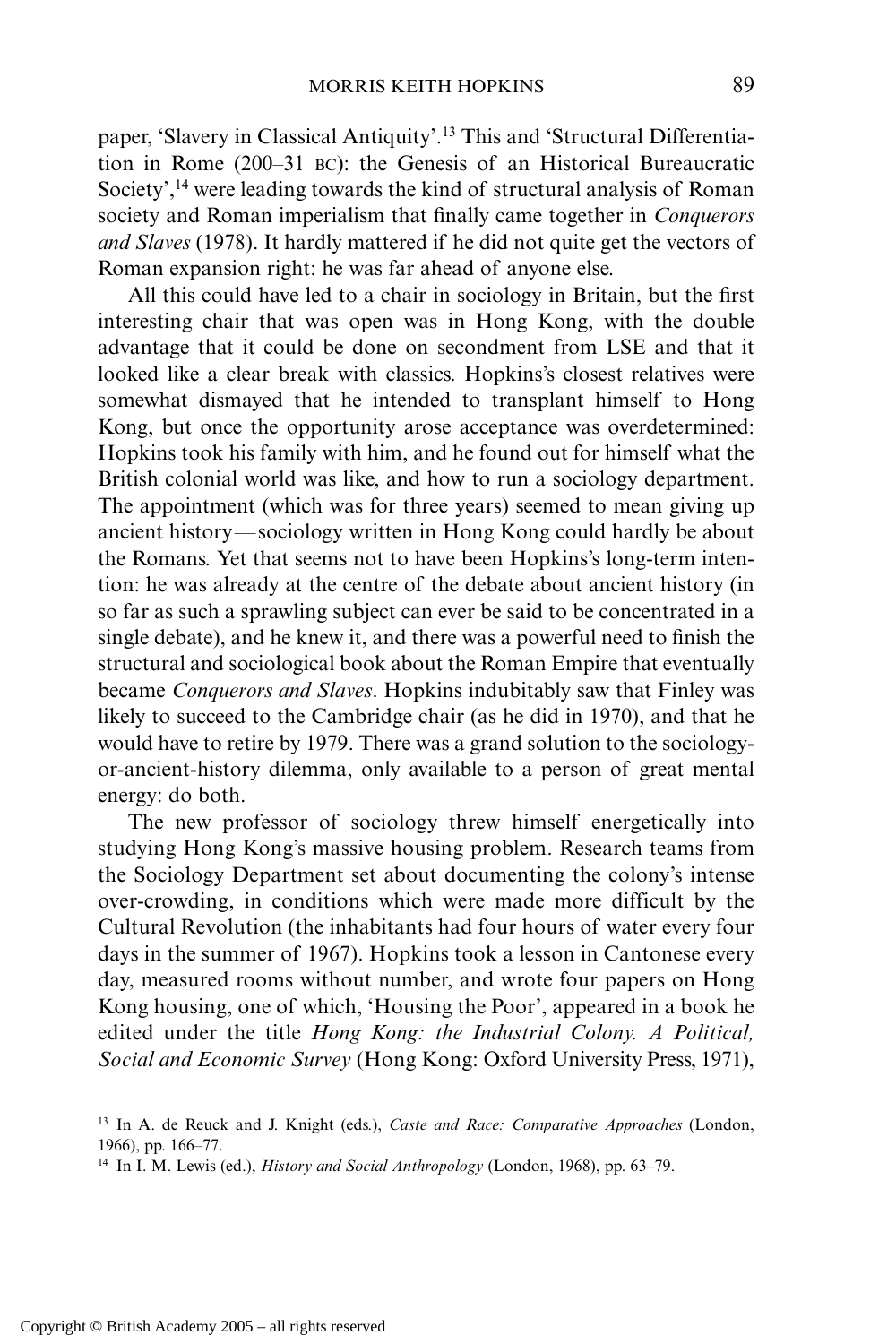paper, 'Slavery in Classical Antiquity'.[13] This and 'Structural Differentiation in Rome (200–31 BC): the Genesis of an Historical Bureaucratic Society',[14] were leading towards the kind of structural analysis of Roman society and Roman imperialism that finally came together in *Conquerors and Slaves* (1978). It hardly mattered if he did not quite get the vectors of Roman expansion right: he was far ahead of anyone else.

All this could have led to a chair in sociology in Britain, but the first interesting chair that was open was in Hong Kong, with the double advantage that it could be done on secondment from LSE and that it looked like a clear break with classics. Hopkins's closest relatives were somewhat dismayed that he intended to transplant himself to Hong Kong, but once the opportunity arose acceptance was overdetermined: Hopkins took his family with him, and he found out for himself what the British colonial world was like, and how to run a sociology department. The appointment (which was for three years) seemed to mean giving up ancient history—sociology written in Hong Kong could hardly be about the Romans. Yet that seems not to have been Hopkins's long-term intention: he was already at the centre of the debate about ancient history (in so far as such a sprawling subject can ever be said to be concentrated in a single debate), and he knew it, and there was a powerful need to finish the structural and sociological book about the Roman Empire that eventually became *Conquerors and Slaves*. Hopkins indubitably saw that Finley was likely to succeed to the Cambridge chair (as he did in 1970), and that he would have to retire by 1979. There was a grand solution to the sociology-or-ancient-history dilemma, only available to a person of great mental energy: do both.

The new professor of sociology threw himself energetically into studying Hong Kong's massive housing problem. Research teams from the Sociology Department set about documenting the colony's intense over-crowding, in conditions which were made more difficult by the Cultural Revolution (the inhabitants had four hours of water every four days in the summer of 1967). Hopkins took a lesson in Cantonese every day, measured rooms without number, and wrote four papers on Hong Kong housing, one of which, 'Housing the Poor', appeared in a book he edited under the title *Hong Kong: the Industrial Colony. A Political, Social and Economic Survey* (Hong Kong: Oxford University Press, 1971),

[13] In A. de Reuck and J. Knight (eds.), *Caste and Race: Comparative Approaches* (London, 1966), pp. 166–77.

[14] In I. M. Lewis (ed.), *History and Social Anthropology* (London, 1968), pp. 63–79.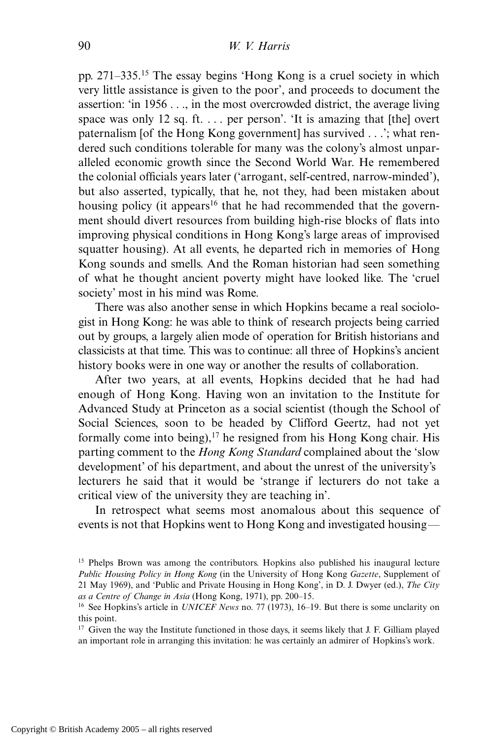pp. 271–335.[15] The essay begins 'Hong Kong is a cruel society in which very little assistance is given to the poor', and proceeds to document the assertion: 'in 1956 . . ., in the most overcrowded district, the average living space was only 12 sq. ft. . . . per person'. 'It is amazing that [the] overt paternalism [of the Hong Kong government] has survived . . .'; what rendered such conditions tolerable for many was the colony's almost unparalleled economic growth since the Second World War. He remembered the colonial officials years later ('arrogant, self-centred, narrow-minded'), but also asserted, typically, that he, not they, had been mistaken about housing policy (it appears[16] that he had recommended that the government should divert resources from building high-rise blocks of flats into improving physical conditions in Hong Kong's large areas of improvised squatter housing). At all events, he departed rich in memories of Hong Kong sounds and smells. And the Roman historian had seen something of what he thought ancient poverty might have looked like. The 'cruel society' most in his mind was Rome.

There was also another sense in which Hopkins became a real sociologist in Hong Kong: he was able to think of research projects being carried out by groups, a largely alien mode of operation for British historians and classicists at that time. This was to continue: all three of Hopkins's ancient history books were in one way or another the results of collaboration.

After two years, at all events, Hopkins decided that he had had enough of Hong Kong. Having won an invitation to the Institute for Advanced Study at Princeton as a social scientist (though the School of Social Sciences, soon to be headed by Clifford Geertz, had not yet formally come into being),[17] he resigned from his Hong Kong chair. His parting comment to the *Hong Kong Standard* complained about the 'slow development' of his department, and about the unrest of the university's lecturers he said that it would be 'strange if lecturers do not take a critical view of the university they are teaching in'.

In retrospect what seems most anomalous about this sequence of events is not that Hopkins went to Hong Kong and investigated housing—

[15] Phelps Brown was among the contributors. Hopkins also published his inaugural lecture *Public Housing Policy in Hong Kong* (in the University of Hong Kong *Gazette*, Supplement of 21 May 1969), and 'Public and Private Housing in Hong Kong', in D. J. Dwyer (ed.), *The City as a Centre of Change in Asia* (Hong Kong, 1971), pp. 200–15.

[16] See Hopkins's article in *UNICEF News* no. 77 (1973), 16–19. But there is some unclarity on this point.

[17] Given the way the Institute functioned in those days, it seems likely that J. F. Gilliam played an important role in arranging this invitation: he was certainly an admirer of Hopkins's work.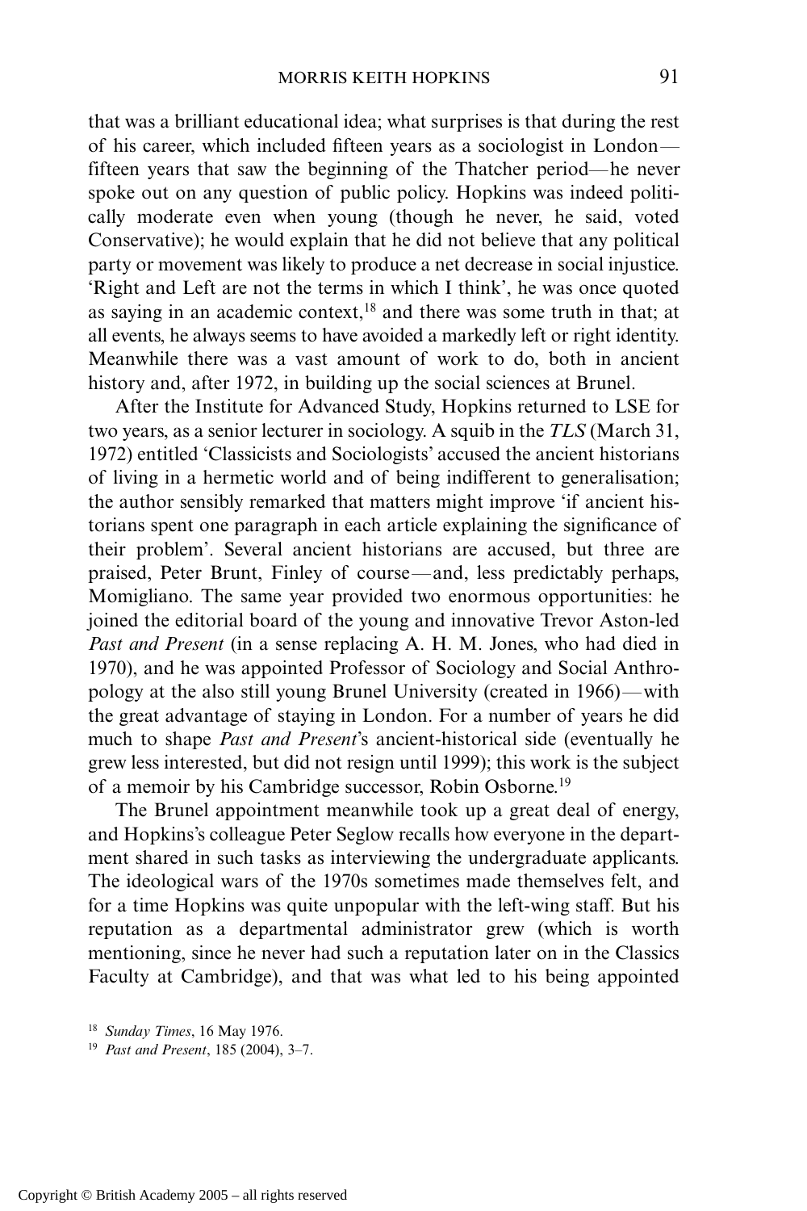that was a brilliant educational idea; what surprises is that during the rest of his career, which included fifteen years as a sociologist in London—fifteen years that saw the beginning of the Thatcher period—he never spoke out on any question of public policy. Hopkins was indeed politically moderate even when young (though he never, he said, voted Conservative); he would explain that he did not believe that any political party or movement was likely to produce a net decrease in social injustice. 'Right and Left are not the terms in which I think', he was once quoted as saying in an academic context,[18] and there was some truth in that; at all events, he always seems to have avoided a markedly left or right identity. Meanwhile there was a vast amount of work to do, both in ancient history and, after 1972, in building up the social sciences at Brunel.

After the Institute for Advanced Study, Hopkins returned to LSE for two years, as a senior lecturer in sociology. A squib in the *TLS* (March 31, 1972) entitled 'Classicists and Sociologists' accused the ancient historians of living in a hermetic world and of being indifferent to generalisation; the author sensibly remarked that matters might improve 'if ancient historians spent one paragraph in each article explaining the significance of their problem'. Several ancient historians are accused, but three are praised, Peter Brunt, Finley of course—and, less predictably perhaps, Momigliano. The same year provided two enormous opportunities: he joined the editorial board of the young and innovative Trevor Aston-led *Past and Present* (in a sense replacing A. H. M. Jones, who had died in 1970), and he was appointed Professor of Sociology and Social Anthropology at the also still young Brunel University (created in 1966)—with the great advantage of staying in London. For a number of years he did much to shape *Past and Present*'s ancient-historical side (eventually he grew less interested, but did not resign until 1999); this work is the subject of a memoir by his Cambridge successor, Robin Osborne.[19]

The Brunel appointment meanwhile took up a great deal of energy, and Hopkins's colleague Peter Seglow recalls how everyone in the department shared in such tasks as interviewing the undergraduate applicants. The ideological wars of the 1970s sometimes made themselves felt, and for a time Hopkins was quite unpopular with the left-wing staff. But his reputation as a departmental administrator grew (which is worth mentioning, since he never had such a reputation later on in the Classics Faculty at Cambridge), and that was what led to his being appointed

[18] *Sunday Times*, 16 May 1976.

[19] *Past and Present*, 185 (2004), 3–7.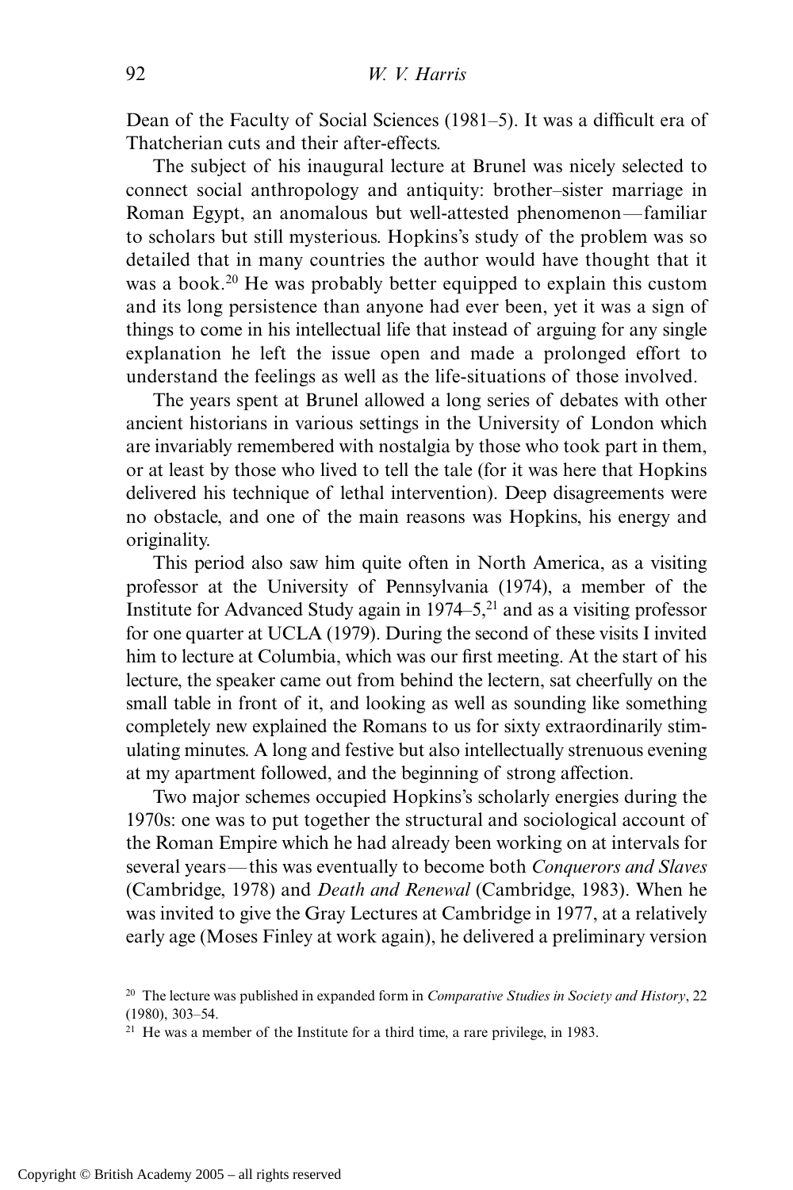Dean of the Faculty of Social Sciences (1981–5). It was a difficult era of Thatcherian cuts and their after-effects.

The subject of his inaugural lecture at Brunel was nicely selected to connect social anthropology and antiquity: brother–sister marriage in Roman Egypt, an anomalous but well-attested phenomenon—familiar to scholars but still mysterious. Hopkins's study of the problem was so detailed that in many countries the author would have thought that it was a book.[20] He was probably better equipped to explain this custom and its long persistence than anyone had ever been, yet it was a sign of things to come in his intellectual life that instead of arguing for any single explanation he left the issue open and made a prolonged effort to understand the feelings as well as the life-situations of those involved.

The years spent at Brunel allowed a long series of debates with other ancient historians in various settings in the University of London which are invariably remembered with nostalgia by those who took part in them, or at least by those who lived to tell the tale (for it was here that Hopkins delivered his technique of lethal intervention). Deep disagreements were no obstacle, and one of the main reasons was Hopkins, his energy and originality.

This period also saw him quite often in North America, as a visiting professor at the University of Pennsylvania (1974), a member of the Institute for Advanced Study again in 1974–5,[21] and as a visiting professor for one quarter at UCLA (1979). During the second of these visits I invited him to lecture at Columbia, which was our first meeting. At the start of his lecture, the speaker came out from behind the lectern, sat cheerfully on the small table in front of it, and looking as well as sounding like something completely new explained the Romans to us for sixty extraordinarily stimulating minutes. A long and festive but also intellectually strenuous evening at my apartment followed, and the beginning of strong affection.

Two major schemes occupied Hopkins's scholarly energies during the 1970s: one was to put together the structural and sociological account of the Roman Empire which he had already been working on at intervals for several years—this was eventually to become both *Conquerors and Slaves* (Cambridge, 1978) and *Death and Renewal* (Cambridge, 1983). When he was invited to give the Gray Lectures at Cambridge in 1977, at a relatively early age (Moses Finley at work again), he delivered a preliminary version

[20] The lecture was published in expanded form in *Comparative Studies in Society and History*, 22 (1980), 303–54.

[21] He was a member of the Institute for a third time, a rare privilege, in 1983.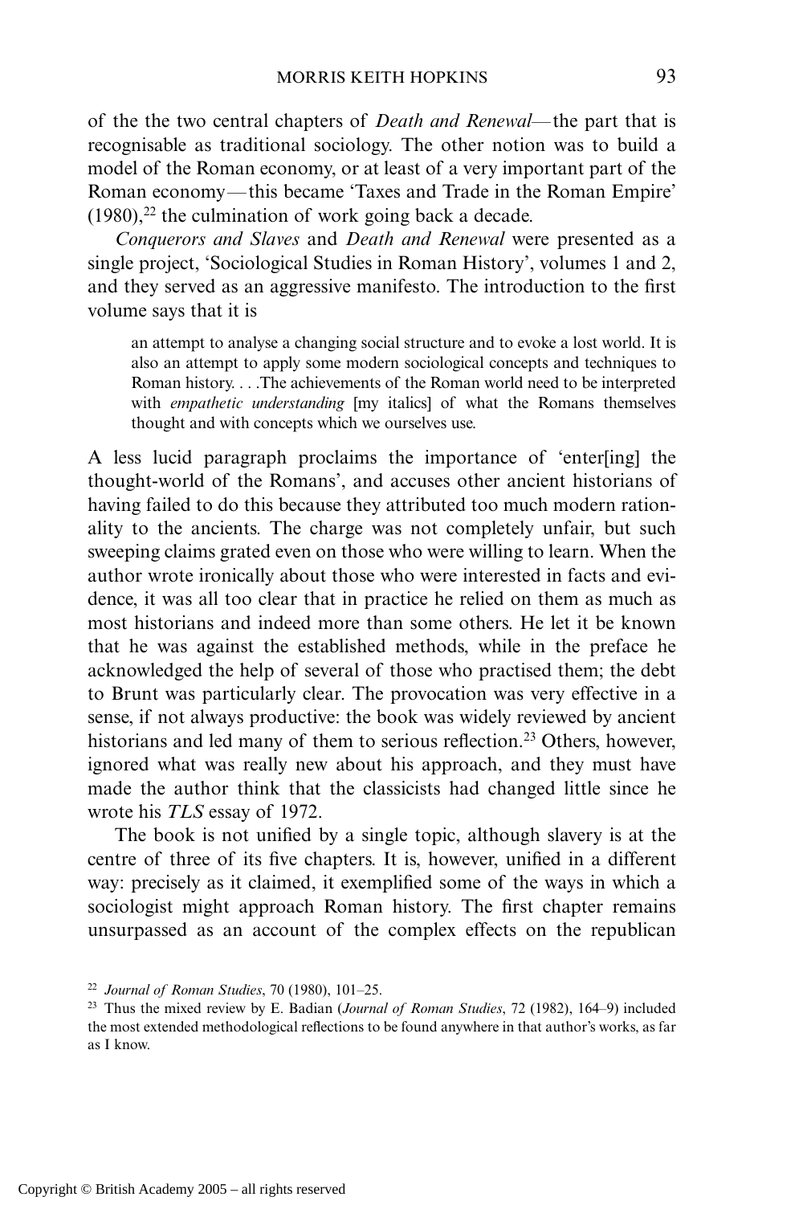of the the two central chapters of *Death and Renewal*—the part that is recognisable as traditional sociology. The other notion was to build a model of the Roman economy, or at least of a very important part of the Roman economy—this became 'Taxes and Trade in the Roman Empire' (1980),[22] the culmination of work going back a decade.

*Conquerors and Slaves* and *Death and Renewal* were presented as a single project, 'Sociological Studies in Roman History', volumes 1 and 2, and they served as an aggressive manifesto. The introduction to the first volume says that it is

> an attempt to analyse a changing social structure and to evoke a lost world. It is also an attempt to apply some modern sociological concepts and techniques to Roman history. . . .The achievements of the Roman world need to be interpreted with *empathetic understanding* [my italics] of what the Romans themselves thought and with concepts which we ourselves use.

A less lucid paragraph proclaims the importance of 'enter[ing] the thought-world of the Romans', and accuses other ancient historians of having failed to do this because they attributed too much modern rationality to the ancients. The charge was not completely unfair, but such sweeping claims grated even on those who were willing to learn. When the author wrote ironically about those who were interested in facts and evidence, it was all too clear that in practice he relied on them as much as most historians and indeed more than some others. He let it be known that he was against the established methods, while in the preface he acknowledged the help of several of those who practised them; the debt to Brunt was particularly clear. The provocation was very effective in a sense, if not always productive: the book was widely reviewed by ancient historians and led many of them to serious reflection.[23] Others, however, ignored what was really new about his approach, and they must have made the author think that the classicists had changed little since he wrote his *TLS* essay of 1972.

The book is not unified by a single topic, although slavery is at the centre of three of its five chapters. It is, however, unified in a different way: precisely as it claimed, it exemplified some of the ways in which a sociologist might approach Roman history. The first chapter remains unsurpassed as an account of the complex effects on the republican

[22] *Journal of Roman Studies*, 70 (1980), 101–25.

[23] Thus the mixed review by E. Badian (*Journal of Roman Studies*, 72 (1982), 164–9) included the most extended methodological reflections to be found anywhere in that author's works, as far as I know.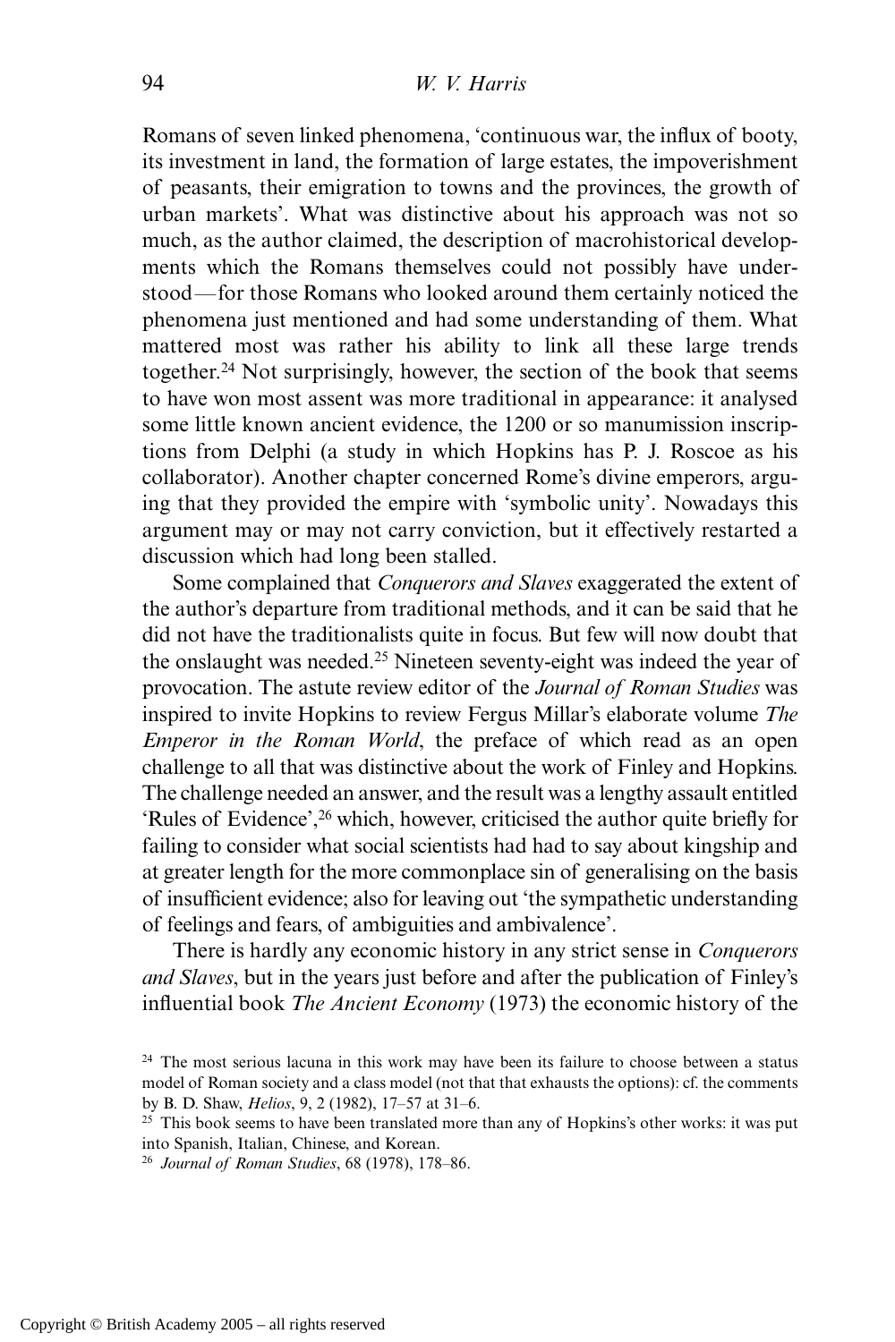Romans of seven linked phenomena, 'continuous war, the influx of booty, its investment in land, the formation of large estates, the impoverishment of peasants, their emigration to towns and the provinces, the growth of urban markets'. What was distinctive about his approach was not so much, as the author claimed, the description of macrohistorical developments which the Romans themselves could not possibly have understood—for those Romans who looked around them certainly noticed the phenomena just mentioned and had some understanding of them. What mattered most was rather his ability to link all these large trends together.[24] Not surprisingly, however, the section of the book that seems to have won most assent was more traditional in appearance: it analysed some little known ancient evidence, the 1200 or so manumission inscriptions from Delphi (a study in which Hopkins has P. J. Roscoe as his collaborator). Another chapter concerned Rome's divine emperors, arguing that they provided the empire with 'symbolic unity'. Nowadays this argument may or may not carry conviction, but it effectively restarted a discussion which had long been stalled.

Some complained that *Conquerors and Slaves* exaggerated the extent of the author's departure from traditional methods, and it can be said that he did not have the traditionalists quite in focus. But few will now doubt that the onslaught was needed.[25] Nineteen seventy-eight was indeed the year of provocation. The astute review editor of the *Journal of Roman Studies* was inspired to invite Hopkins to review Fergus Millar's elaborate volume *The Emperor in the Roman World*, the preface of which read as an open challenge to all that was distinctive about the work of Finley and Hopkins. The challenge needed an answer, and the result was a lengthy assault entitled 'Rules of Evidence',[26] which, however, criticised the author quite briefly for failing to consider what social scientists had had to say about kingship and at greater length for the more commonplace sin of generalising on the basis of insufficient evidence; also for leaving out 'the sympathetic understanding of feelings and fears, of ambiguities and ambivalence'.

There is hardly any economic history in any strict sense in *Conquerors and Slaves*, but in the years just before and after the publication of Finley's influential book *The Ancient Economy* (1973) the economic history of the

[24] The most serious lacuna in this work may have been its failure to choose between a status model of Roman society and a class model (not that that exhausts the options): cf. the comments by B. D. Shaw, *Helios*, 9, 2 (1982), 17–57 at 31–6.

[25] This book seems to have been translated more than any of Hopkins's other works: it was put into Spanish, Italian, Chinese, and Korean.

[26] *Journal of Roman Studies*, 68 (1978), 178–86.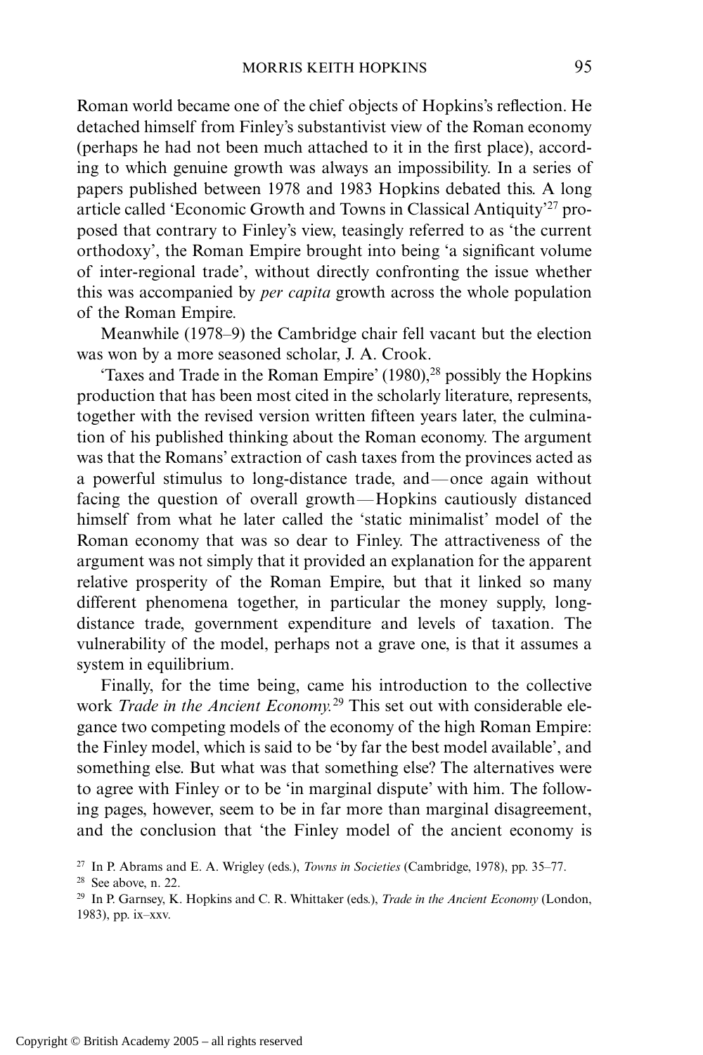Roman world became one of the chief objects of Hopkins's reflection. He detached himself from Finley's substantivist view of the Roman economy (perhaps he had not been much attached to it in the first place), according to which genuine growth was always an impossibility. In a series of papers published between 1978 and 1983 Hopkins debated this. A long article called 'Economic Growth and Towns in Classical Antiquity'[27] proposed that contrary to Finley's view, teasingly referred to as 'the current orthodoxy', the Roman Empire brought into being 'a significant volume of inter-regional trade', without directly confronting the issue whether this was accompanied by *per capita* growth across the whole population of the Roman Empire.

Meanwhile (1978–9) the Cambridge chair fell vacant but the election was won by a more seasoned scholar, J. A. Crook.

'Taxes and Trade in the Roman Empire' (1980),[28] possibly the Hopkins production that has been most cited in the scholarly literature, represents, together with the revised version written fifteen years later, the culmination of his published thinking about the Roman economy. The argument was that the Romans' extraction of cash taxes from the provinces acted as a powerful stimulus to long-distance trade, and—once again without facing the question of overall growth—Hopkins cautiously distanced himself from what he later called the 'static minimalist' model of the Roman economy that was so dear to Finley. The attractiveness of the argument was not simply that it provided an explanation for the apparent relative prosperity of the Roman Empire, but that it linked so many different phenomena together, in particular the money supply, long-distance trade, government expenditure and levels of taxation. The vulnerability of the model, perhaps not a grave one, is that it assumes a system in equilibrium.

Finally, for the time being, came his introduction to the collective work *Trade in the Ancient Economy.*[29] This set out with considerable elegance two competing models of the economy of the high Roman Empire: the Finley model, which is said to be 'by far the best model available', and something else. But what was that something else? The alternatives were to agree with Finley or to be 'in marginal dispute' with him. The following pages, however, seem to be in far more than marginal disagreement, and the conclusion that 'the Finley model of the ancient economy is

[27] In P. Abrams and E. A. Wrigley (eds.), *Towns in Societies* (Cambridge, 1978), pp. 35–77.

[28] See above, n. 22.

[29] In P. Garnsey, K. Hopkins and C. R. Whittaker (eds.), *Trade in the Ancient Economy* (London, 1983), pp. ix–xxv.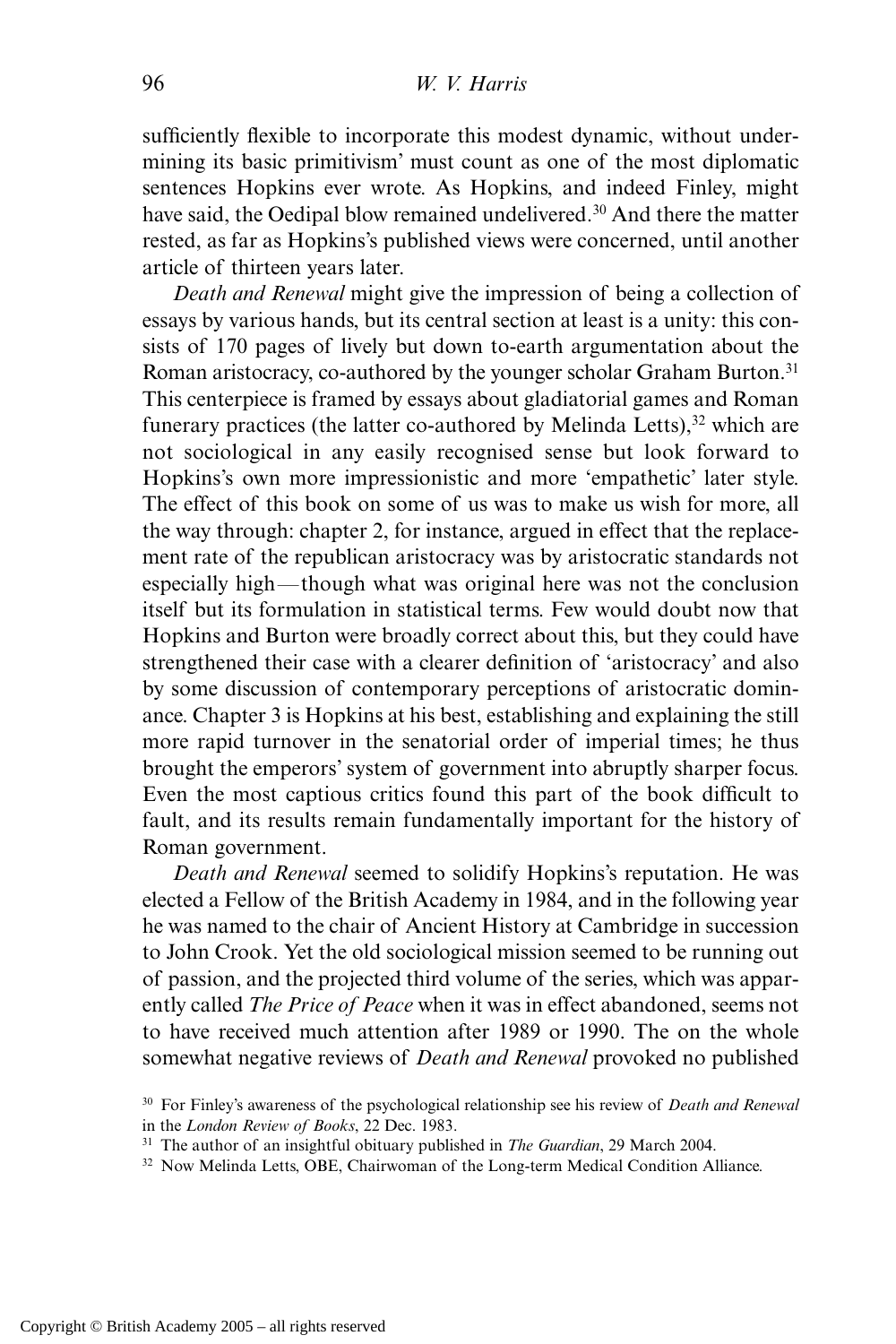sufficiently flexible to incorporate this modest dynamic, without undermining its basic primitivism' must count as one of the most diplomatic sentences Hopkins ever wrote. As Hopkins, and indeed Finley, might have said, the Oedipal blow remained undelivered.[30] And there the matter rested, as far as Hopkins's published views were concerned, until another article of thirteen years later.

*Death and Renewal* might give the impression of being a collection of essays by various hands, but its central section at least is a unity: this consists of 170 pages of lively but down to-earth argumentation about the Roman aristocracy, co-authored by the younger scholar Graham Burton.[31] This centerpiece is framed by essays about gladiatorial games and Roman funerary practices (the latter co-authored by Melinda Letts),[32] which are not sociological in any easily recognised sense but look forward to Hopkins's own more impressionistic and more 'empathetic' later style. The effect of this book on some of us was to make us wish for more, all the way through: chapter 2, for instance, argued in effect that the replacement rate of the republican aristocracy was by aristocratic standards not especially high—though what was original here was not the conclusion itself but its formulation in statistical terms. Few would doubt now that Hopkins and Burton were broadly correct about this, but they could have strengthened their case with a clearer definition of 'aristocracy' and also by some discussion of contemporary perceptions of aristocratic dominance. Chapter 3 is Hopkins at his best, establishing and explaining the still more rapid turnover in the senatorial order of imperial times; he thus brought the emperors' system of government into abruptly sharper focus. Even the most captious critics found this part of the book difficult to fault, and its results remain fundamentally important for the history of Roman government.

*Death and Renewal* seemed to solidify Hopkins's reputation. He was elected a Fellow of the British Academy in 1984, and in the following year he was named to the chair of Ancient History at Cambridge in succession to John Crook. Yet the old sociological mission seemed to be running out of passion, and the projected third volume of the series, which was apparently called *The Price of Peace* when it was in effect abandoned, seems not to have received much attention after 1989 or 1990. The on the whole somewhat negative reviews of *Death and Renewal* provoked no published

[30] For Finley's awareness of the psychological relationship see his review of *Death and Renewal* in the *London Review of Books*, 22 Dec. 1983.

[31] The author of an insightful obituary published in *The Guardian*, 29 March 2004.

[32] Now Melinda Letts, OBE, Chairwoman of the Long-term Medical Condition Alliance.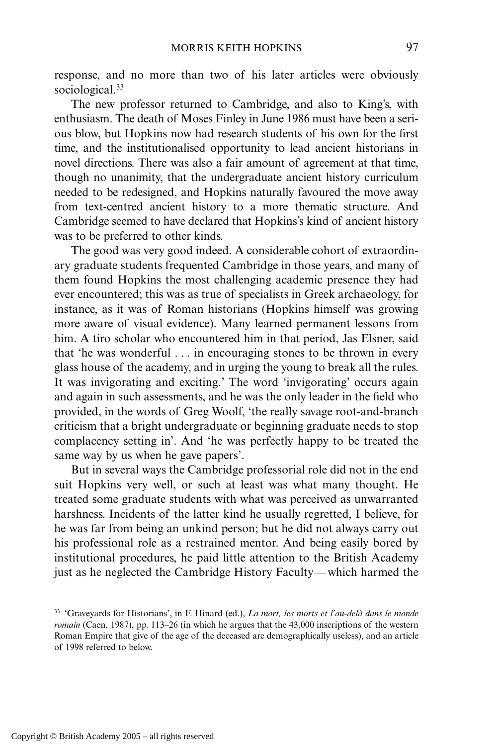response, and no more than two of his later articles were obviously sociological.[33]

The new professor returned to Cambridge, and also to King's, with enthusiasm. The death of Moses Finley in June 1986 must have been a serious blow, but Hopkins now had research students of his own for the first time, and the institutionalised opportunity to lead ancient historians in novel directions. There was also a fair amount of agreement at that time, though no unanimity, that the undergraduate ancient history curriculum needed to be redesigned, and Hopkins naturally favoured the move away from text-centred ancient history to a more thematic structure. And Cambridge seemed to have declared that Hopkins's kind of ancient history was to be preferred to other kinds.

The good was very good indeed. A considerable cohort of extraordinary graduate students frequented Cambridge in those years, and many of them found Hopkins the most challenging academic presence they had ever encountered; this was as true of specialists in Greek archaeology, for instance, as it was of Roman historians (Hopkins himself was growing more aware of visual evidence). Many learned permanent lessons from him. A tiro scholar who encountered him in that period, Jas Elsner, said that 'he was wonderful . . . in encouraging stones to be thrown in every glass house of the academy, and in urging the young to break all the rules. It was invigorating and exciting.' The word 'invigorating' occurs again and again in such assessments, and he was the only leader in the field who provided, in the words of Greg Woolf, 'the really savage root-and-branch criticism that a bright undergraduate or beginning graduate needs to stop complacency setting in'. And 'he was perfectly happy to be treated the same way by us when he gave papers'.

But in several ways the Cambridge professorial role did not in the end suit Hopkins very well, or such at least was what many thought. He treated some graduate students with what was perceived as unwarranted harshness. Incidents of the latter kind he usually regretted, I believe, for he was far from being an unkind person; but he did not always carry out his professional role as a restrained mentor. And being easily bored by institutional procedures, he paid little attention to the British Academy just as he neglected the Cambridge History Faculty—which harmed the

[33] 'Graveyards for Historians', in F. Hinard (ed.), *La mort, les morts et l'au-delà dans le monde romain* (Caen, 1987), pp. 113–26 (in which he argues that the 43,000 inscriptions of the western Roman Empire that give of the age of the deceased are demographically useless), and an article of 1998 referred to below.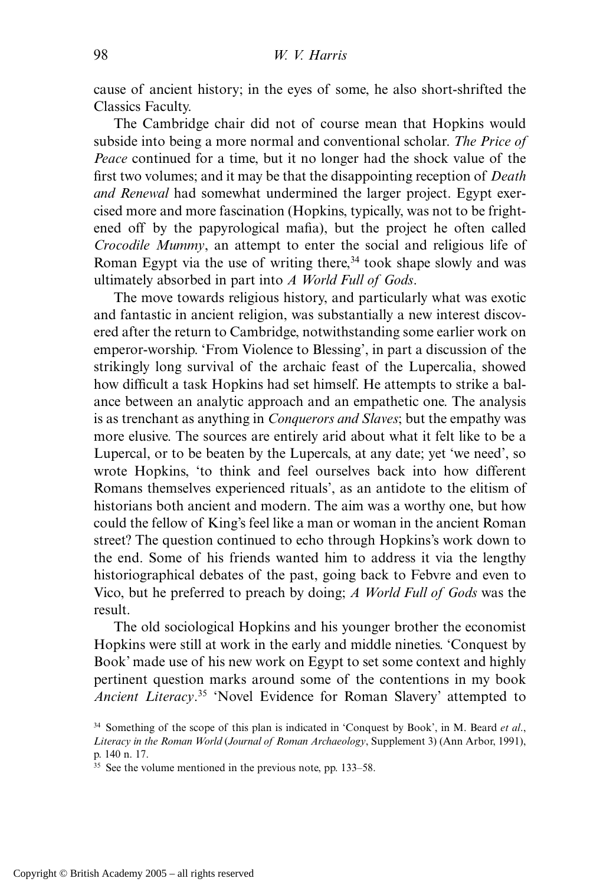cause of ancient history; in the eyes of some, he also short-shrifted the Classics Faculty.

The Cambridge chair did not of course mean that Hopkins would subside into being a more normal and conventional scholar. *The Price of Peace* continued for a time, but it no longer had the shock value of the first two volumes; and it may be that the disappointing reception of *Death and Renewal* had somewhat undermined the larger project. Egypt exercised more and more fascination (Hopkins, typically, was not to be frightened off by the papyrological mafia), but the project he often called *Crocodile Mummy*, an attempt to enter the social and religious life of Roman Egypt via the use of writing there,[34] took shape slowly and was ultimately absorbed in part into *A World Full of Gods*.

The move towards religious history, and particularly what was exotic and fantastic in ancient religion, was substantially a new interest discovered after the return to Cambridge, notwithstanding some earlier work on emperor-worship. 'From Violence to Blessing', in part a discussion of the strikingly long survival of the archaic feast of the Lupercalia, showed how difficult a task Hopkins had set himself. He attempts to strike a balance between an analytic approach and an empathetic one. The analysis is as trenchant as anything in *Conquerors and Slaves*; but the empathy was more elusive. The sources are entirely arid about what it felt like to be a Lupercal, or to be beaten by the Lupercals, at any date; yet 'we need', so wrote Hopkins, 'to think and feel ourselves back into how different Romans themselves experienced rituals', as an antidote to the elitism of historians both ancient and modern. The aim was a worthy one, but how could the fellow of King's feel like a man or woman in the ancient Roman street? The question continued to echo through Hopkins's work down to the end. Some of his friends wanted him to address it via the lengthy historiographical debates of the past, going back to Febvre and even to Vico, but he preferred to preach by doing; *A World Full of Gods* was the result.

The old sociological Hopkins and his younger brother the economist Hopkins were still at work in the early and middle nineties. 'Conquest by Book' made use of his new work on Egypt to set some context and highly pertinent question marks around some of the contentions in my book *Ancient Literacy*.[35] 'Novel Evidence for Roman Slavery' attempted to

[34] Something of the scope of this plan is indicated in 'Conquest by Book', in M. Beard *et al.*, *Literacy in the Roman World* (*Journal of Roman Archaeology*, Supplement 3) (Ann Arbor, 1991), p. 140 n. 17.

[35] See the volume mentioned in the previous note, pp. 133–58.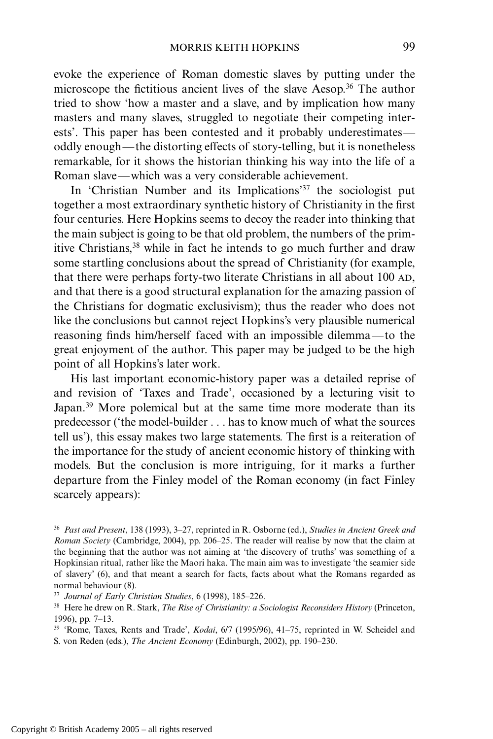evoke the experience of Roman domestic slaves by putting under the microscope the fictitious ancient lives of the slave Aesop.[36] The author tried to show 'how a master and a slave, and by implication how many masters and many slaves, struggled to negotiate their competing interests'. This paper has been contested and it probably underestimates—oddly enough—the distorting effects of story-telling, but it is nonetheless remarkable, for it shows the historian thinking his way into the life of a Roman slave—which was a very considerable achievement.

In 'Christian Number and its Implications'[37] the sociologist put together a most extraordinary synthetic history of Christianity in the first four centuries. Here Hopkins seems to decoy the reader into thinking that the main subject is going to be that old problem, the numbers of the primitive Christians,[38] while in fact he intends to go much further and draw some startling conclusions about the spread of Christianity (for example, that there were perhaps forty-two literate Christians in all about 100 AD, and that there is a good structural explanation for the amazing passion of the Christians for dogmatic exclusivism); thus the reader who does not like the conclusions but cannot reject Hopkins's very plausible numerical reasoning finds him/herself faced with an impossible dilemma—to the great enjoyment of the author. This paper may be judged to be the high point of all Hopkins's later work.

His last important economic-history paper was a detailed reprise of and revision of 'Taxes and Trade', occasioned by a lecturing visit to Japan.[39] More polemical but at the same time more moderate than its predecessor ('the model-builder . . . has to know much of what the sources tell us'), this essay makes two large statements. The first is a reiteration of the importance for the study of ancient economic history of thinking with models. But the conclusion is more intriguing, for it marks a further departure from the Finley model of the Roman economy (in fact Finley scarcely appears):

[36] *Past and Present*, 138 (1993), 3–27, reprinted in R. Osborne (ed.), *Studies in Ancient Greek and Roman Society* (Cambridge, 2004), pp. 206–25. The reader will realise by now that the claim at the beginning that the author was not aiming at 'the discovery of truths' was something of a Hopkinsian ritual, rather like the Maori haka. The main aim was to investigate 'the seamier side of slavery' (6), and that meant a search for facts, facts about what the Romans regarded as normal behaviour (8).

[37] *Journal of Early Christian Studies*, 6 (1998), 185–226.

[38] Here he drew on R. Stark, *The Rise of Christianity: a Sociologist Reconsiders History* (Princeton, 1996), pp. 7–13.

[39] 'Rome, Taxes, Rents and Trade', *Kodai*, 6/7 (1995/96), 41–75, reprinted in W. Scheidel and S. von Reden (eds.), *The Ancient Economy* (Edinburgh, 2002), pp. 190–230.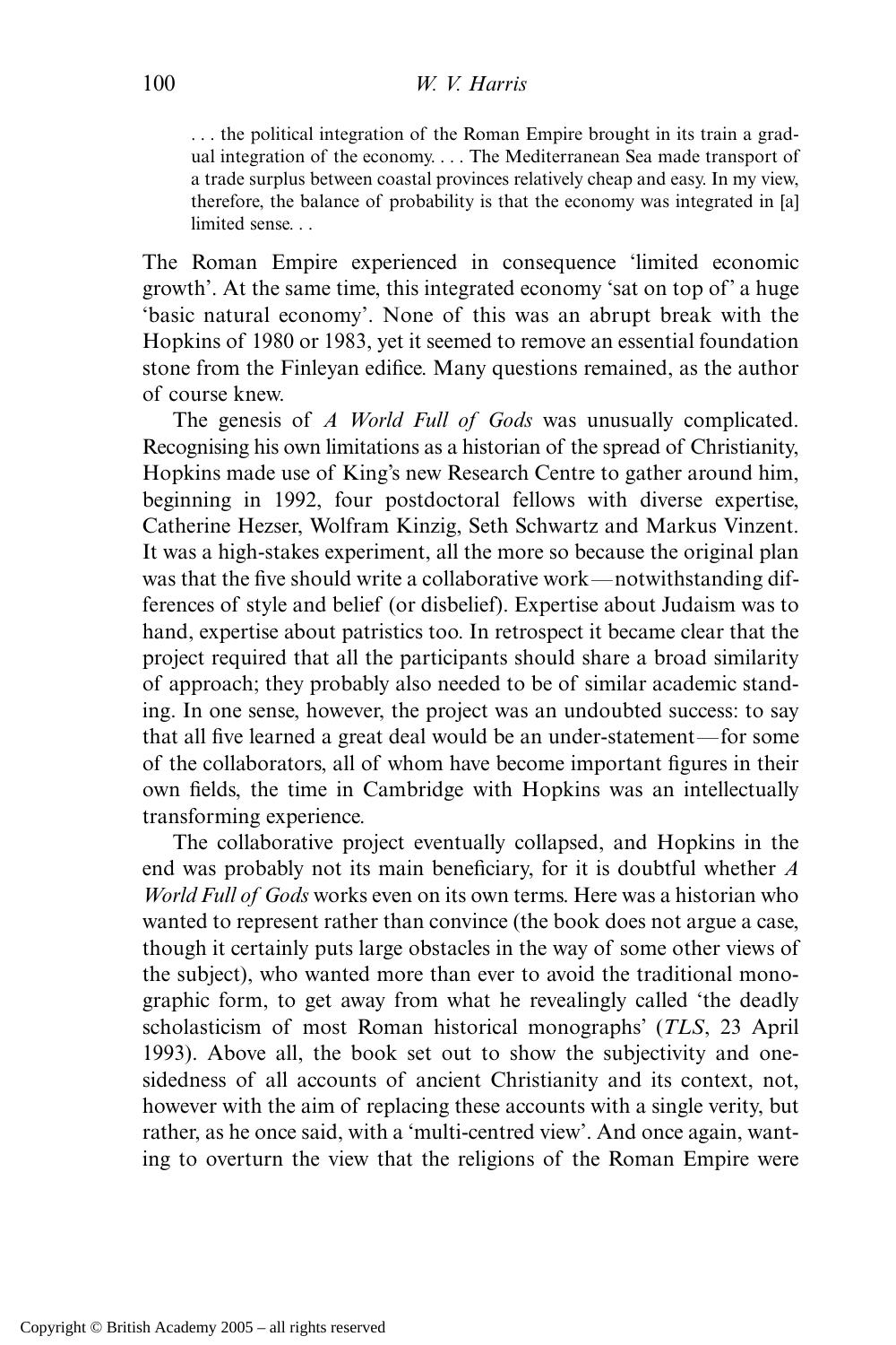> . . . the political integration of the Roman Empire brought in its train a gradual integration of the economy. . . . The Mediterranean Sea made transport of a trade surplus between coastal provinces relatively cheap and easy. In my view, therefore, the balance of probability is that the economy was integrated in [a] limited sense. . .

The Roman Empire experienced in consequence 'limited economic growth'. At the same time, this integrated economy 'sat on top of' a huge 'basic natural economy'. None of this was an abrupt break with the Hopkins of 1980 or 1983, yet it seemed to remove an essential foundation stone from the Finleyan edifice. Many questions remained, as the author of course knew.

The genesis of *A World Full of Gods* was unusually complicated. Recognising his own limitations as a historian of the spread of Christianity, Hopkins made use of King's new Research Centre to gather around him, beginning in 1992, four postdoctoral fellows with diverse expertise, Catherine Hezser, Wolfram Kinzig, Seth Schwartz and Markus Vinzent. It was a high-stakes experiment, all the more so because the original plan was that the five should write a collaborative work—notwithstanding differences of style and belief (or disbelief). Expertise about Judaism was to hand, expertise about patristics too. In retrospect it became clear that the project required that all the participants should share a broad similarity of approach; they probably also needed to be of similar academic standing. In one sense, however, the project was an undoubted success: to say that all five learned a great deal would be an under-statement—for some of the collaborators, all of whom have become important figures in their own fields, the time in Cambridge with Hopkins was an intellectually transforming experience.

The collaborative project eventually collapsed, and Hopkins in the end was probably not its main beneficiary, for it is doubtful whether *A World Full of Gods* works even on its own terms. Here was a historian who wanted to represent rather than convince (the book does not argue a case, though it certainly puts large obstacles in the way of some other views of the subject), who wanted more than ever to avoid the traditional monographic form, to get away from what he revealingly called 'the deadly scholasticism of most Roman historical monographs' (*TLS*, 23 April 1993). Above all, the book set out to show the subjectivity and one-sidedness of all accounts of ancient Christianity and its context, not, however with the aim of replacing these accounts with a single verity, but rather, as he once said, with a 'multi-centred view'. And once again, wanting to overturn the view that the religions of the Roman Empire were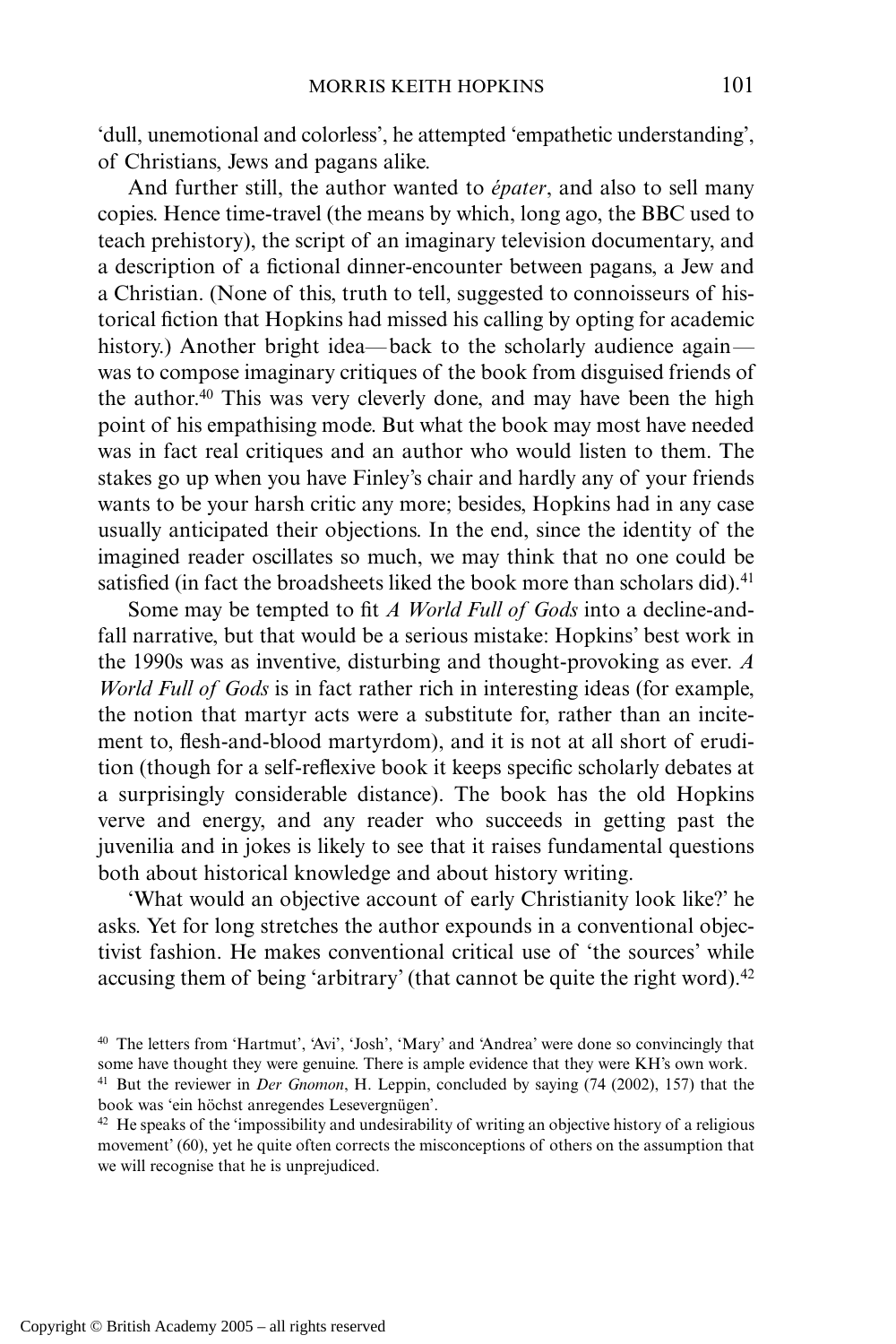'dull, unemotional and colorless', he attempted 'empathetic understanding', of Christians, Jews and pagans alike.

And further still, the author wanted to *épater*, and also to sell many copies. Hence time-travel (the means by which, long ago, the BBC used to teach prehistory), the script of an imaginary television documentary, and a description of a fictional dinner-encounter between pagans, a Jew and a Christian. (None of this, truth to tell, suggested to connoisseurs of historical fiction that Hopkins had missed his calling by opting for academic history.) Another bright idea—back to the scholarly audience again—was to compose imaginary critiques of the book from disguised friends of the author.[40] This was very cleverly done, and may have been the high point of his empathising mode. But what the book may most have needed was in fact real critiques and an author who would listen to them. The stakes go up when you have Finley's chair and hardly any of your friends wants to be your harsh critic any more; besides, Hopkins had in any case usually anticipated their objections. In the end, since the identity of the imagined reader oscillates so much, we may think that no one could be satisfied (in fact the broadsheets liked the book more than scholars did).[41]

Some may be tempted to fit *A World Full of Gods* into a decline-and-fall narrative, but that would be a serious mistake: Hopkins' best work in the 1990s was as inventive, disturbing and thought-provoking as ever. *A World Full of Gods* is in fact rather rich in interesting ideas (for example, the notion that martyr acts were a substitute for, rather than an incitement to, flesh-and-blood martyrdom), and it is not at all short of erudition (though for a self-reflexive book it keeps specific scholarly debates at a surprisingly considerable distance). The book has the old Hopkins verve and energy, and any reader who succeeds in getting past the juvenilia and in jokes is likely to see that it raises fundamental questions both about historical knowledge and about history writing.

'What would an objective account of early Christianity look like?' he asks. Yet for long stretches the author expounds in a conventional objectivist fashion. He makes conventional critical use of 'the sources' while accusing them of being 'arbitrary' (that cannot be quite the right word).[42]

---

[40] The letters from 'Hartmut', 'Avi', 'Josh', 'Mary' and 'Andrea' were done so convincingly that some have thought they were genuine. There is ample evidence that they were KH's own work.

[41] But the reviewer in *Der Gnomon*, H. Leppin, concluded by saying (74 (2002), 157) that the book was 'ein höchst anregendes Lesevergnügen'.

[42] He speaks of the 'impossibility and undesirability of writing an objective history of a religious movement' (60), yet he quite often corrects the misconceptions of others on the assumption that we will recognise that he is unprejudiced.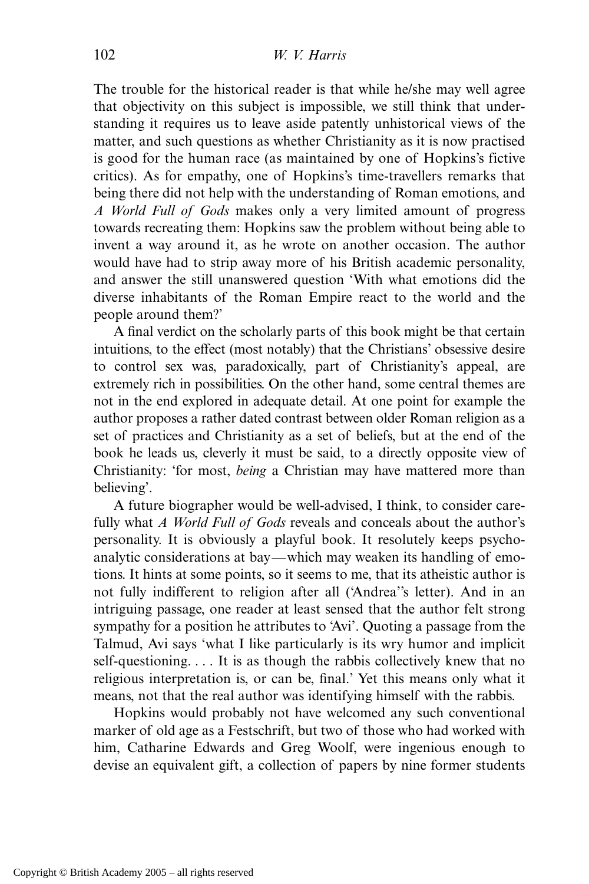The trouble for the historical reader is that while he/she may well agree that objectivity on this subject is impossible, we still think that understanding it requires us to leave aside patently unhistorical views of the matter, and such questions as whether Christianity as it is now practised is good for the human race (as maintained by one of Hopkins's fictive critics). As for empathy, one of Hopkins's time-travellers remarks that being there did not help with the understanding of Roman emotions, and *A World Full of Gods* makes only a very limited amount of progress towards recreating them: Hopkins saw the problem without being able to invent a way around it, as he wrote on another occasion. The author would have had to strip away more of his British academic personality, and answer the still unanswered question 'With what emotions did the diverse inhabitants of the Roman Empire react to the world and the people around them?'

A final verdict on the scholarly parts of this book might be that certain intuitions, to the effect (most notably) that the Christians' obsessive desire to control sex was, paradoxically, part of Christianity's appeal, are extremely rich in possibilities. On the other hand, some central themes are not in the end explored in adequate detail. At one point for example the author proposes a rather dated contrast between older Roman religion as a set of practices and Christianity as a set of beliefs, but at the end of the book he leads us, cleverly it must be said, to a directly opposite view of Christianity: 'for most, *being* a Christian may have mattered more than believing'.

A future biographer would be well-advised, I think, to consider carefully what *A World Full of Gods* reveals and conceals about the author's personality. It is obviously a playful book. It resolutely keeps psychoanalytic considerations at bay—which may weaken its handling of emotions. It hints at some points, so it seems to me, that its atheistic author is not fully indifferent to religion after all ('Andrea''s letter). And in an intriguing passage, one reader at least sensed that the author felt strong sympathy for a position he attributes to 'Avi'. Quoting a passage from the Talmud, Avi says 'what I like particularly is its wry humor and implicit self-questioning. . . . It is as though the rabbis collectively knew that no religious interpretation is, or can be, final.' Yet this means only what it means, not that the real author was identifying himself with the rabbis.

Hopkins would probably not have welcomed any such conventional marker of old age as a Festschrift, but two of those who had worked with him, Catharine Edwards and Greg Woolf, were ingenious enough to devise an equivalent gift, a collection of papers by nine former students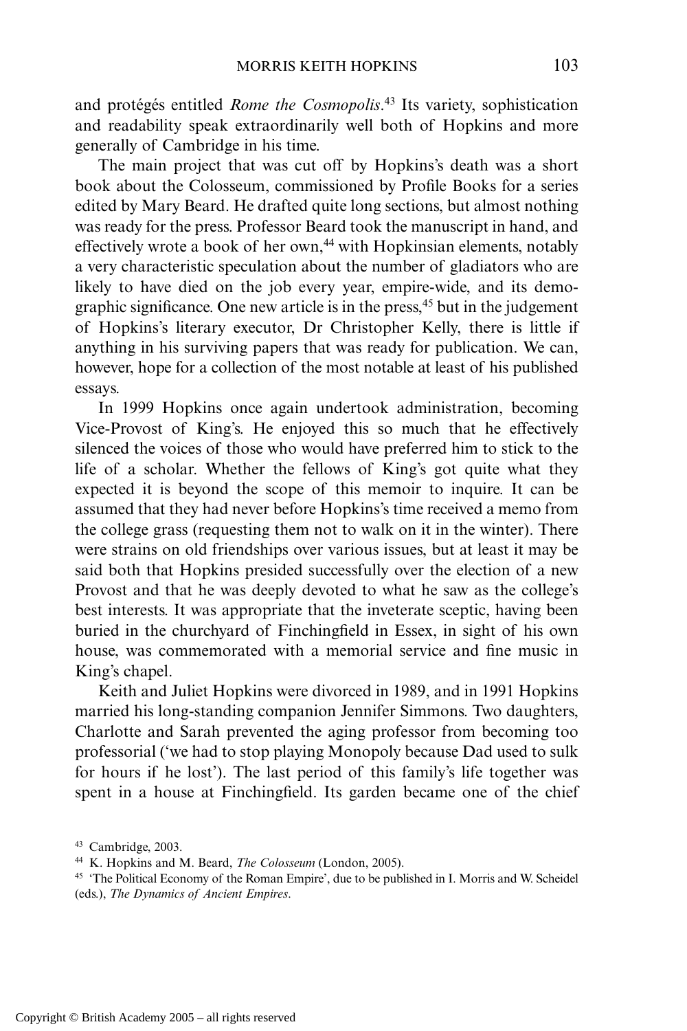and protégés entitled *Rome the Cosmopolis*.[43] Its variety, sophistication and readability speak extraordinarily well both of Hopkins and more generally of Cambridge in his time.

The main project that was cut off by Hopkins's death was a short book about the Colosseum, commissioned by Profile Books for a series edited by Mary Beard. He drafted quite long sections, but almost nothing was ready for the press. Professor Beard took the manuscript in hand, and effectively wrote a book of her own,[44] with Hopkinsian elements, notably a very characteristic speculation about the number of gladiators who are likely to have died on the job every year, empire-wide, and its demographic significance. One new article is in the press,[45] but in the judgement of Hopkins's literary executor, Dr Christopher Kelly, there is little if anything in his surviving papers that was ready for publication. We can, however, hope for a collection of the most notable at least of his published essays.

In 1999 Hopkins once again undertook administration, becoming Vice-Provost of King's. He enjoyed this so much that he effectively silenced the voices of those who would have preferred him to stick to the life of a scholar. Whether the fellows of King's got quite what they expected it is beyond the scope of this memoir to inquire. It can be assumed that they had never before Hopkins's time received a memo from the college grass (requesting them not to walk on it in the winter). There were strains on old friendships over various issues, but at least it may be said both that Hopkins presided successfully over the election of a new Provost and that he was deeply devoted to what he saw as the college's best interests. It was appropriate that the inveterate sceptic, having been buried in the churchyard of Finchingfield in Essex, in sight of his own house, was commemorated with a memorial service and fine music in King's chapel.

Keith and Juliet Hopkins were divorced in 1989, and in 1991 Hopkins married his long-standing companion Jennifer Simmons. Two daughters, Charlotte and Sarah prevented the aging professor from becoming too professorial ('we had to stop playing Monopoly because Dad used to sulk for hours if he lost'). The last period of this family's life together was spent in a house at Finchingfield. Its garden became one of the chief

[43] Cambridge, 2003.

[44] K. Hopkins and M. Beard, *The Colosseum* (London, 2005).

[45] 'The Political Economy of the Roman Empire', due to be published in I. Morris and W. Scheidel (eds.), *The Dynamics of Ancient Empires*.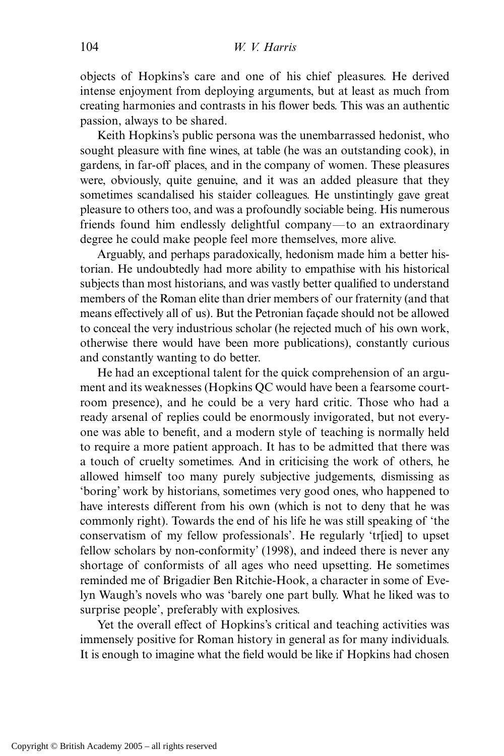objects of Hopkins's care and one of his chief pleasures. He derived intense enjoyment from deploying arguments, but at least as much from creating harmonies and contrasts in his flower beds. This was an authentic passion, always to be shared.

Keith Hopkins's public persona was the unembarrassed hedonist, who sought pleasure with fine wines, at table (he was an outstanding cook), in gardens, in far-off places, and in the company of women. These pleasures were, obviously, quite genuine, and it was an added pleasure that they sometimes scandalised his staider colleagues. He unstintingly gave great pleasure to others too, and was a profoundly sociable being. His numerous friends found him endlessly delightful company—to an extraordinary degree he could make people feel more themselves, more alive.

Arguably, and perhaps paradoxically, hedonism made him a better historian. He undoubtedly had more ability to empathise with his historical subjects than most historians, and was vastly better qualified to understand members of the Roman elite than drier members of our fraternity (and that means effectively all of us). But the Petronian façade should not be allowed to conceal the very industrious scholar (he rejected much of his own work, otherwise there would have been more publications), constantly curious and constantly wanting to do better.

He had an exceptional talent for the quick comprehension of an argument and its weaknesses (Hopkins QC would have been a fearsome courtroom presence), and he could be a very hard critic. Those who had a ready arsenal of replies could be enormously invigorated, but not everyone was able to benefit, and a modern style of teaching is normally held to require a more patient approach. It has to be admitted that there was a touch of cruelty sometimes. And in criticising the work of others, he allowed himself too many purely subjective judgements, dismissing as 'boring' work by historians, sometimes very good ones, who happened to have interests different from his own (which is not to deny that he was commonly right). Towards the end of his life he was still speaking of 'the conservatism of my fellow professionals'. He regularly 'tr[ied] to upset fellow scholars by non-conformity' (1998), and indeed there is never any shortage of conformists of all ages who need upsetting. He sometimes reminded me of Brigadier Ben Ritchie-Hook, a character in some of Evelyn Waugh's novels who was 'barely one part bully. What he liked was to surprise people', preferably with explosives.

Yet the overall effect of Hopkins's critical and teaching activities was immensely positive for Roman history in general as for many individuals. It is enough to imagine what the field would be like if Hopkins had chosen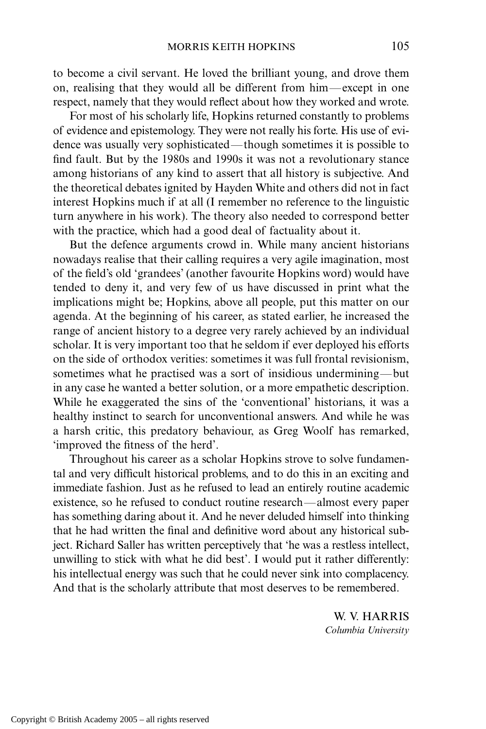to become a civil servant. He loved the brilliant young, and drove them on, realising that they would all be different from him—except in one respect, namely that they would reflect about how they worked and wrote.

For most of his scholarly life, Hopkins returned constantly to problems of evidence and epistemology. They were not really his forte. His use of evidence was usually very sophisticated—though sometimes it is possible to find fault. But by the 1980s and 1990s it was not a revolutionary stance among historians of any kind to assert that all history is subjective. And the theoretical debates ignited by Hayden White and others did not in fact interest Hopkins much if at all (I remember no reference to the linguistic turn anywhere in his work). The theory also needed to correspond better with the practice, which had a good deal of factuality about it.

But the defence arguments crowd in. While many ancient historians nowadays realise that their calling requires a very agile imagination, most of the field's old 'grandees' (another favourite Hopkins word) would have tended to deny it, and very few of us have discussed in print what the implications might be; Hopkins, above all people, put this matter on our agenda. At the beginning of his career, as stated earlier, he increased the range of ancient history to a degree very rarely achieved by an individual scholar. It is very important too that he seldom if ever deployed his efforts on the side of orthodox verities: sometimes it was full frontal revisionism, sometimes what he practised was a sort of insidious undermining—but in any case he wanted a better solution, or a more empathetic description. While he exaggerated the sins of the 'conventional' historians, it was a healthy instinct to search for unconventional answers. And while he was a harsh critic, this predatory behaviour, as Greg Woolf has remarked, 'improved the fitness of the herd'.

Throughout his career as a scholar Hopkins strove to solve fundamental and very difficult historical problems, and to do this in an exciting and immediate fashion. Just as he refused to lead an entirely routine academic existence, so he refused to conduct routine research—almost every paper has something daring about it. And he never deluded himself into thinking that he had written the final and definitive word about any historical subject. Richard Saller has written perceptively that 'he was a restless intellect, unwilling to stick with what he did best'. I would put it rather differently: his intellectual energy was such that he could never sink into complacency. And that is the scholarly attribute that most deserves to be remembered.

W. V. HARRIS
*Columbia University*